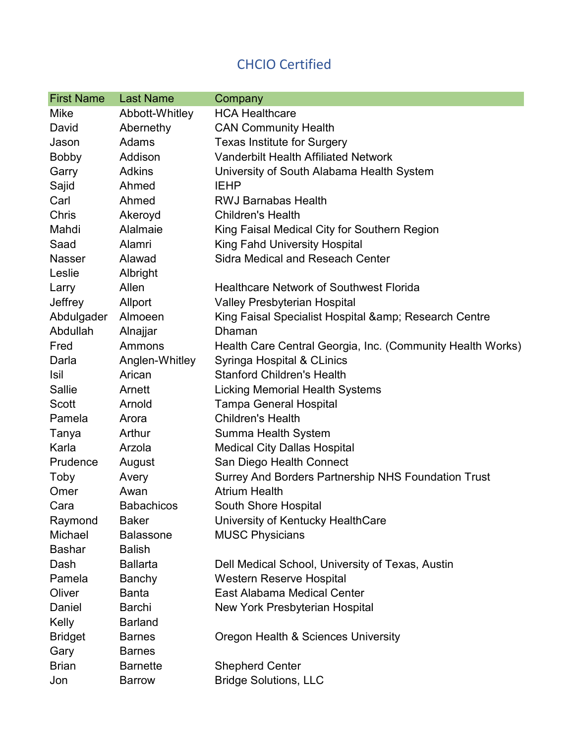# CHCIO Certified

| First Name | Last Name | Company |
|---|---|---|
| Mike | Abbott-Whitley | HCA Healthcare |
| David | Abernethy | CAN Community Health |
| Jason | Adams | Texas Institute for Surgery |
| Bobby | Addison | Vanderbilt Health Affiliated Network |
| Garry | Adkins | University of South Alabama Health System |
| Sajid | Ahmed | IEHP |
| Carl | Ahmed | RWJ Barnabas Health |
| Chris | Akeroyd | Children's Health |
| Mahdi | Alalmaie | King Faisal Medical City for Southern Region |
| Saad | Alamri | King Fahd University Hospital |
| Nasser | Alawad | Sidra Medical and Reseach Center |
| Leslie | Albright | |
| Larry | Allen | Healthcare Network of Southwest Florida |
| Jeffrey | Allport | Valley Presbyterian Hospital |
| Abdulgader | Almoeen | King Faisal Specialist Hospital &amp; Research Centre |
| Abdullah | Alnajjar | Dhaman |
| Fred | Ammons | Health Care Central Georgia, Inc. (Community Health Works) |
| Darla | Anglen-Whitley | Syringa Hospital & CLinics |
| Isil | Arican | Stanford Children's Health |
| Sallie | Arnett | Licking Memorial Health Systems |
| Scott | Arnold | Tampa General Hospital |
| Pamela | Arora | Children's Health |
| Tanya | Arthur | Summa Health System |
| Karla | Arzola | Medical City Dallas Hospital |
| Prudence | August | San Diego Health Connect |
| Toby | Avery | Surrey And Borders Partnership NHS Foundation Trust |
| Omer | Awan | Atrium Health |
| Cara | Babachicos | South Shore Hospital |
| Raymond | Baker | University of Kentucky HealthCare |
| Michael | Balassone | MUSC Physicians |
| Bashar | Balish | |
| Dash | Ballarta | Dell Medical School, University of Texas, Austin |
| Pamela | Banchy | Western Reserve Hospital |
| Oliver | Banta | East Alabama Medical Center |
| Daniel | Barchi | New York Presbyterian Hospital |
| Kelly | Barland | |
| Bridget | Barnes | Oregon Health & Sciences University |
| Gary | Barnes | |
| Brian | Barnette | Shepherd Center |
| Jon | Barrow | Bridge Solutions, LLC |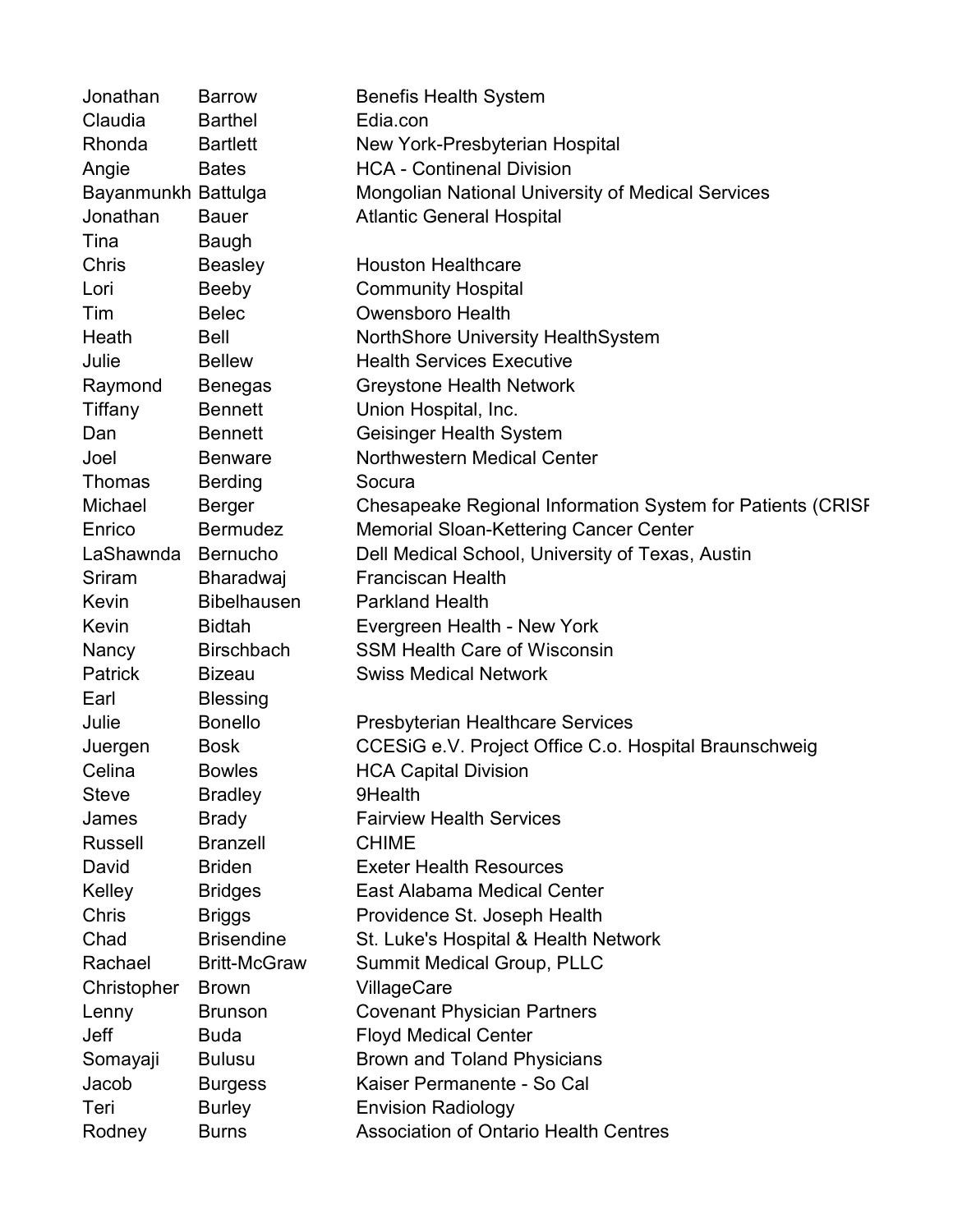| | | |
|---|---|---|
| Jonathan | Barrow | Benefis Health System |
| Claudia | Barthel | Edia.con |
| Rhonda | Bartlett | New York-Presbyterian Hospital |
| Angie | Bates | HCA - Continenal Division |
| Bayanmunkh | Battulga | Mongolian National University of Medical Services |
| Jonathan | Bauer | Atlantic General Hospital |
| Tina | Baugh | |
| Chris | Beasley | Houston Healthcare |
| Lori | Beeby | Community Hospital |
| Tim | Belec | Owensboro Health |
| Heath | Bell | NorthShore University HealthSystem |
| Julie | Bellew | Health Services Executive |
| Raymond | Benegas | Greystone Health Network |
| Tiffany | Bennett | Union Hospital, Inc. |
| Dan | Bennett | Geisinger Health System |
| Joel | Benware | Northwestern Medical Center |
| Thomas | Berding | Socura |
| Michael | Berger | Chesapeake Regional Information System for Patients (CRISI |
| Enrico | Bermudez | Memorial Sloan-Kettering Cancer Center |
| LaShawnda | Bernucho | Dell Medical School, University of Texas, Austin |
| Sriram | Bharadwaj | Franciscan Health |
| Kevin | Bibelhausen | Parkland Health |
| Kevin | Bidtah | Evergreen Health - New York |
| Nancy | Birschbach | SSM Health Care of Wisconsin |
| Patrick | Bizeau | Swiss Medical Network |
| Earl | Blessing | |
| Julie | Bonello | Presbyterian Healthcare Services |
| Juergen | Bosk | CCESiG e.V. Project Office C.o. Hospital Braunschweig |
| Celina | Bowles | HCA Capital Division |
| Steve | Bradley | 9Health |
| James | Brady | Fairview Health Services |
| Russell | Branzell | CHIME |
| David | Briden | Exeter Health Resources |
| Kelley | Bridges | East Alabama Medical Center |
| Chris | Briggs | Providence St. Joseph Health |
| Chad | Brisendine | St. Luke's Hospital & Health Network |
| Rachael | Britt-McGraw | Summit Medical Group, PLLC |
| Christopher | Brown | VillageCare |
| Lenny | Brunson | Covenant Physician Partners |
| Jeff | Buda | Floyd Medical Center |
| Somayaji | Bulusu | Brown and Toland Physicians |
| Jacob | Burgess | Kaiser Permanente - So Cal |
| Teri | Burley | Envision Radiology |
| Rodney | Burns | Association of Ontario Health Centres |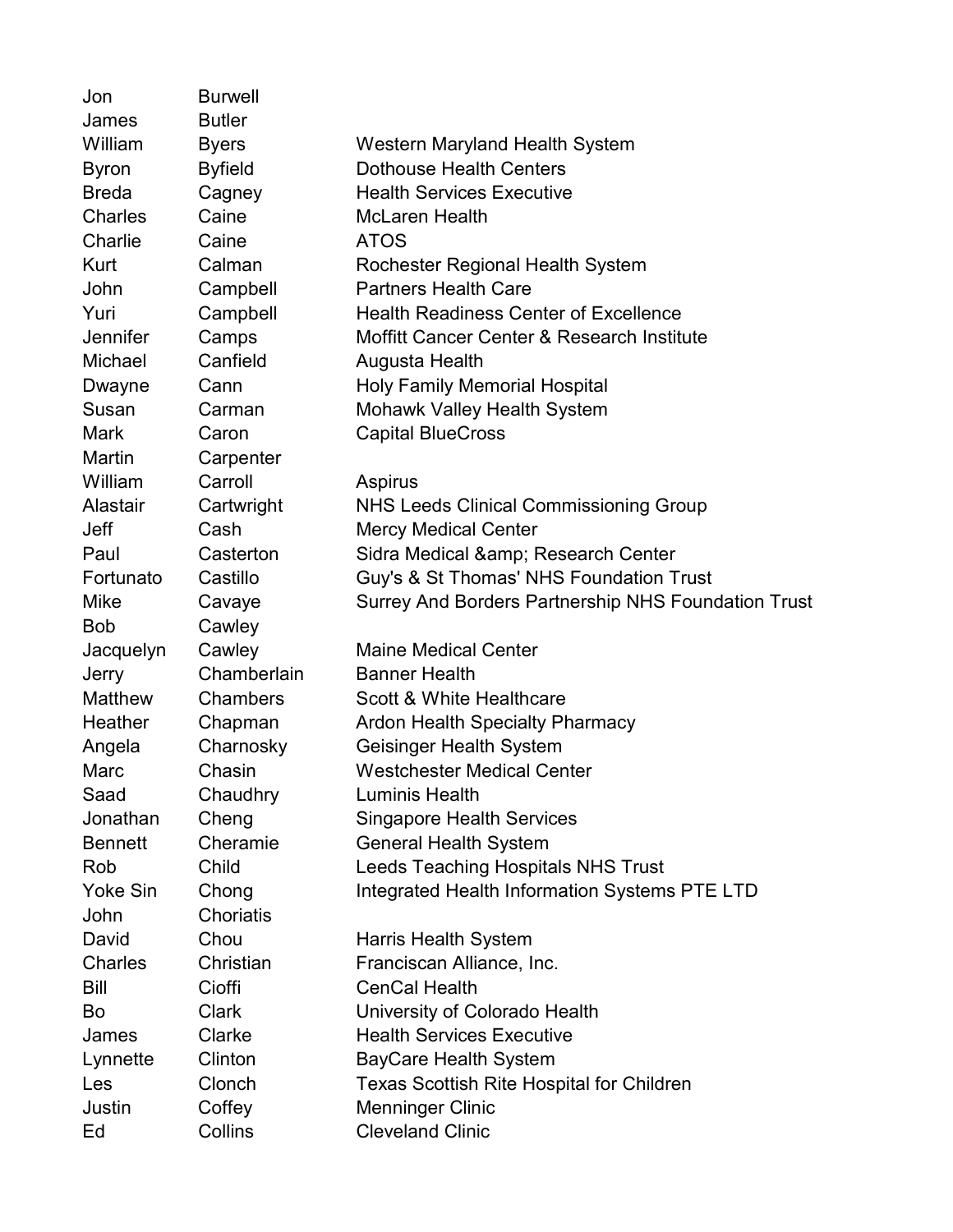| | | |
|---|---|---|
| Jon | Burwell | |
| James | Butler | |
| William | Byers | Western Maryland Health System |
| Byron | Byfield | Dothouse Health Centers |
| Breda | Cagney | Health Services Executive |
| Charles | Caine | McLaren Health |
| Charlie | Caine | ATOS |
| Kurt | Calman | Rochester Regional Health System |
| John | Campbell | Partners Health Care |
| Yuri | Campbell | Health Readiness Center of Excellence |
| Jennifer | Camps | Moffitt Cancer Center & Research Institute |
| Michael | Canfield | Augusta Health |
| Dwayne | Cann | Holy Family Memorial Hospital |
| Susan | Carman | Mohawk Valley Health System |
| Mark | Caron | Capital BlueCross |
| Martin | Carpenter | |
| William | Carroll | Aspirus |
| Alastair | Cartwright | NHS Leeds Clinical Commissioning Group |
| Jeff | Cash | Mercy Medical Center |
| Paul | Casterton | Sidra Medical &amp; Research Center |
| Fortunato | Castillo | Guy's & St Thomas' NHS Foundation Trust |
| Mike | Cavaye | Surrey And Borders Partnership NHS Foundation Trust |
| Bob | Cawley | |
| Jacquelyn | Cawley | Maine Medical Center |
| Jerry | Chamberlain | Banner Health |
| Matthew | Chambers | Scott & White Healthcare |
| Heather | Chapman | Ardon Health Specialty Pharmacy |
| Angela | Charnosky | Geisinger Health System |
| Marc | Chasin | Westchester Medical Center |
| Saad | Chaudhry | Luminis Health |
| Jonathan | Cheng | Singapore Health Services |
| Bennett | Cheramie | General Health System |
| Rob | Child | Leeds Teaching Hospitals NHS Trust |
| Yoke Sin | Chong | Integrated Health Information Systems PTE LTD |
| John | Choriatis | |
| David | Chou | Harris Health System |
| Charles | Christian | Franciscan Alliance, Inc. |
| Bill | Cioffi | CenCal Health |
| Bo | Clark | University of Colorado Health |
| James | Clarke | Health Services Executive |
| Lynnette | Clinton | BayCare Health System |
| Les | Clonch | Texas Scottish Rite Hospital for Children |
| Justin | Coffey | Menninger Clinic |
| Ed | Collins | Cleveland Clinic |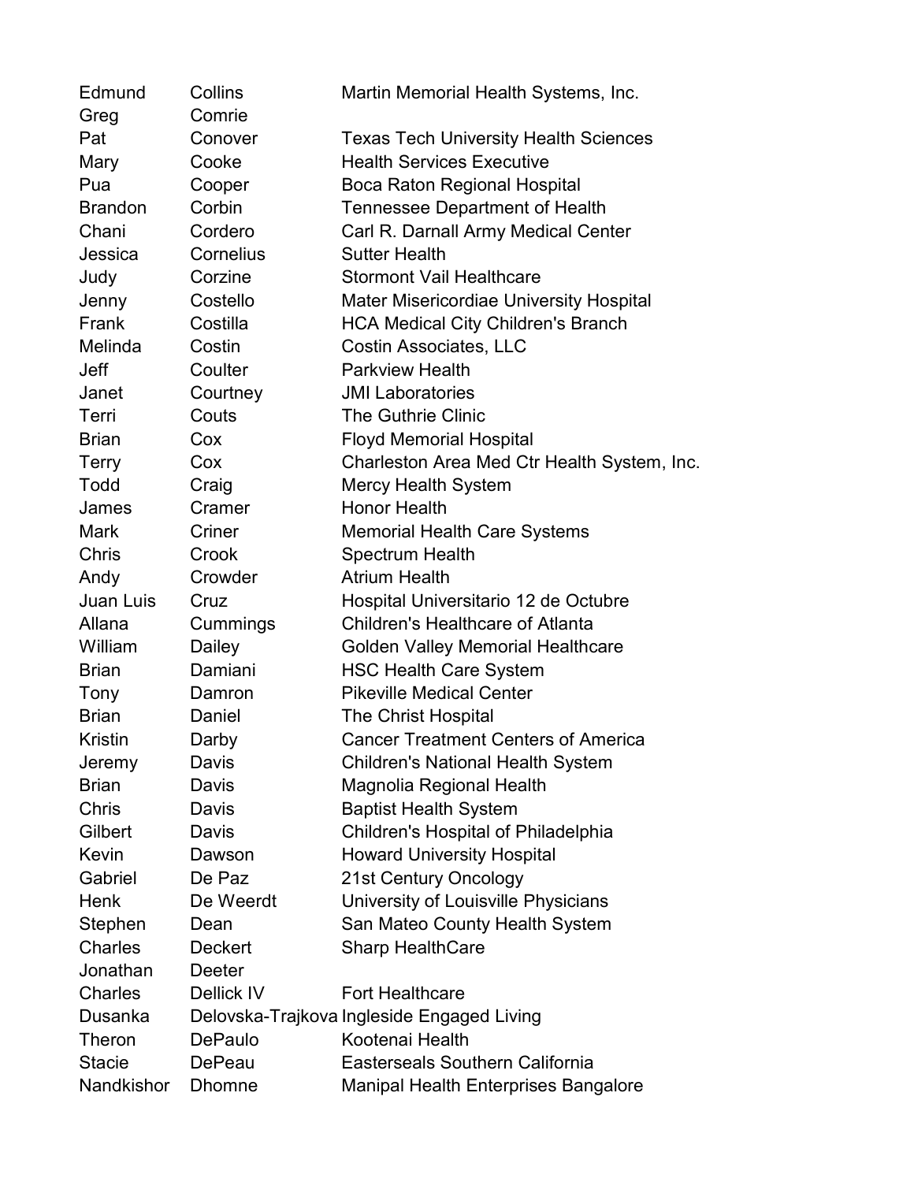| | | |
|---|---|---|
| Edmund | Collins | Martin Memorial Health Systems, Inc. |
| Greg | Comrie | |
| Pat | Conover | Texas Tech University Health Sciences |
| Mary | Cooke | Health Services Executive |
| Pua | Cooper | Boca Raton Regional Hospital |
| Brandon | Corbin | Tennessee Department of Health |
| Chani | Cordero | Carl R. Darnall Army Medical Center |
| Jessica | Cornelius | Sutter Health |
| Judy | Corzine | Stormont Vail Healthcare |
| Jenny | Costello | Mater Misericordiae University Hospital |
| Frank | Costilla | HCA Medical City Children's Branch |
| Melinda | Costin | Costin Associates, LLC |
| Jeff | Coulter | Parkview Health |
| Janet | Courtney | JMI Laboratories |
| Terri | Couts | The Guthrie Clinic |
| Brian | Cox | Floyd Memorial Hospital |
| Terry | Cox | Charleston Area Med Ctr Health System, Inc. |
| Todd | Craig | Mercy Health System |
| James | Cramer | Honor Health |
| Mark | Criner | Memorial Health Care Systems |
| Chris | Crook | Spectrum Health |
| Andy | Crowder | Atrium Health |
| Juan Luis | Cruz | Hospital Universitario 12 de Octubre |
| Allana | Cummings | Children's Healthcare of Atlanta |
| William | Dailey | Golden Valley Memorial Healthcare |
| Brian | Damiani | HSC Health Care System |
| Tony | Damron | Pikeville Medical Center |
| Brian | Daniel | The Christ Hospital |
| Kristin | Darby | Cancer Treatment Centers of America |
| Jeremy | Davis | Children's National Health System |
| Brian | Davis | Magnolia Regional Health |
| Chris | Davis | Baptist Health System |
| Gilbert | Davis | Children's Hospital of Philadelphia |
| Kevin | Dawson | Howard University Hospital |
| Gabriel | De Paz | 21st Century Oncology |
| Henk | De Weerdt | University of Louisville Physicians |
| Stephen | Dean | San Mateo County Health System |
| Charles | Deckert | Sharp HealthCare |
| Jonathan | Deeter | |
| Charles | Dellick IV | Fort Healthcare |
| Dusanka | Delovska-Trajkova | Ingleside Engaged Living |
| Theron | DePaulo | Kootenai Health |
| Stacie | DePeau | Easterseals Southern California |
| Nandkishor | Dhomne | Manipal Health Enterprises Bangalore |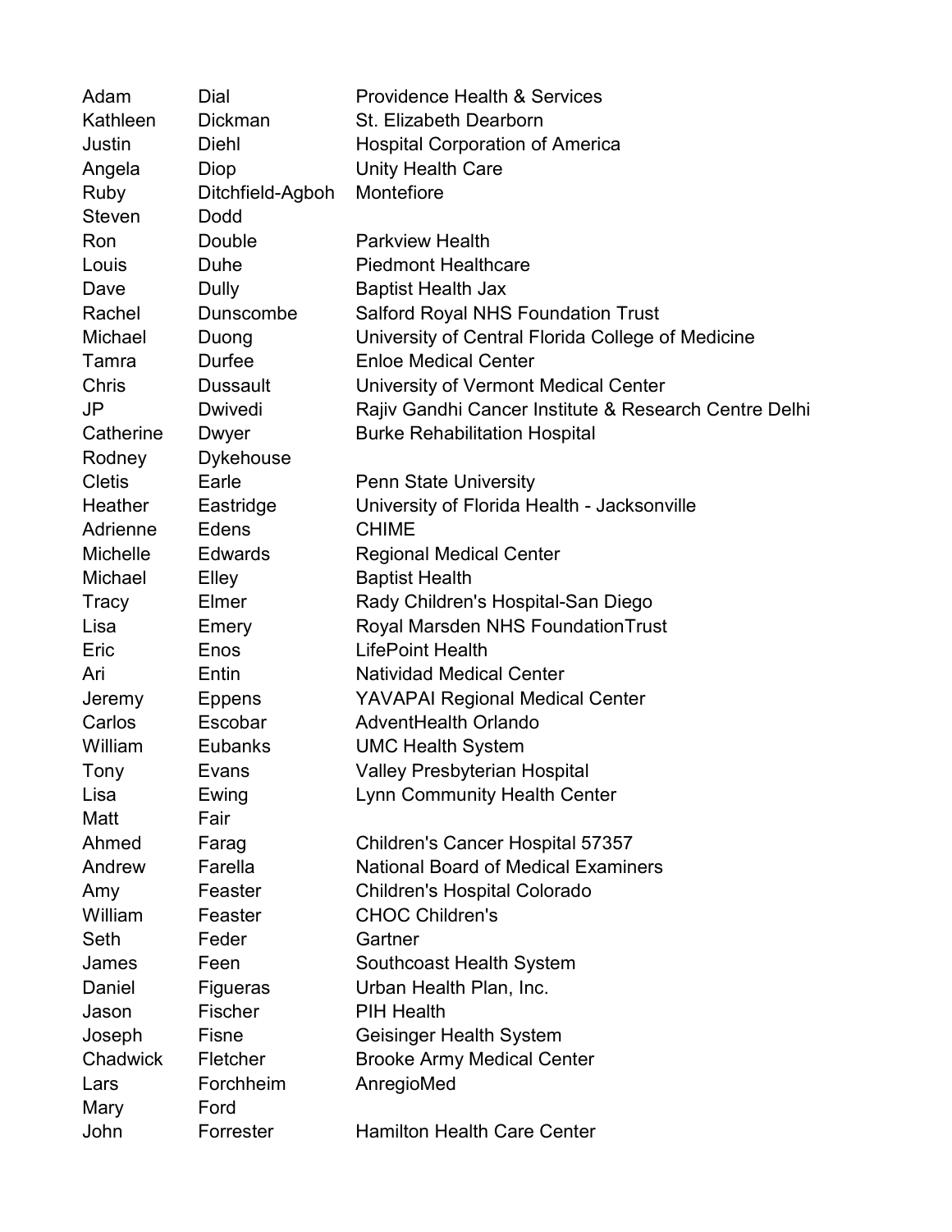| | | |
|---|---|---|
| Adam | Dial | Providence Health & Services |
| Kathleen | Dickman | St. Elizabeth Dearborn |
| Justin | Diehl | Hospital Corporation of America |
| Angela | Diop | Unity Health Care |
| Ruby | Ditchfield-Agboh | Montefiore |
| Steven | Dodd | |
| Ron | Double | Parkview Health |
| Louis | Duhe | Piedmont Healthcare |
| Dave | Dully | Baptist Health Jax |
| Rachel | Dunscombe | Salford Royal NHS Foundation Trust |
| Michael | Duong | University of Central Florida College of Medicine |
| Tamra | Durfee | Enloe Medical Center |
| Chris | Dussault | University of Vermont Medical Center |
| JP | Dwivedi | Rajiv Gandhi Cancer Institute & Research Centre Delhi |
| Catherine | Dwyer | Burke Rehabilitation Hospital |
| Rodney | Dykehouse | |
| Cletis | Earle | Penn State University |
| Heather | Eastridge | University of Florida Health - Jacksonville |
| Adrienne | Edens | CHIME |
| Michelle | Edwards | Regional Medical Center |
| Michael | Elley | Baptist Health |
| Tracy | Elmer | Rady Children's Hospital-San Diego |
| Lisa | Emery | Royal Marsden NHS FoundationTrust |
| Eric | Enos | LifePoint Health |
| Ari | Entin | Natividad Medical Center |
| Jeremy | Eppens | YAVAPAI Regional Medical Center |
| Carlos | Escobar | AdventHealth Orlando |
| William | Eubanks | UMC Health System |
| Tony | Evans | Valley Presbyterian Hospital |
| Lisa | Ewing | Lynn Community Health Center |
| Matt | Fair | |
| Ahmed | Farag | Children's Cancer Hospital 57357 |
| Andrew | Farella | National Board of Medical Examiners |
| Amy | Feaster | Children's Hospital Colorado |
| William | Feaster | CHOC Children's |
| Seth | Feder | Gartner |
| James | Feen | Southcoast Health System |
| Daniel | Figueras | Urban Health Plan, Inc. |
| Jason | Fischer | PIH Health |
| Joseph | Fisne | Geisinger Health System |
| Chadwick | Fletcher | Brooke Army Medical Center |
| Lars | Forchheim | AnregioMed |
| Mary | Ford | |
| John | Forrester | Hamilton Health Care Center |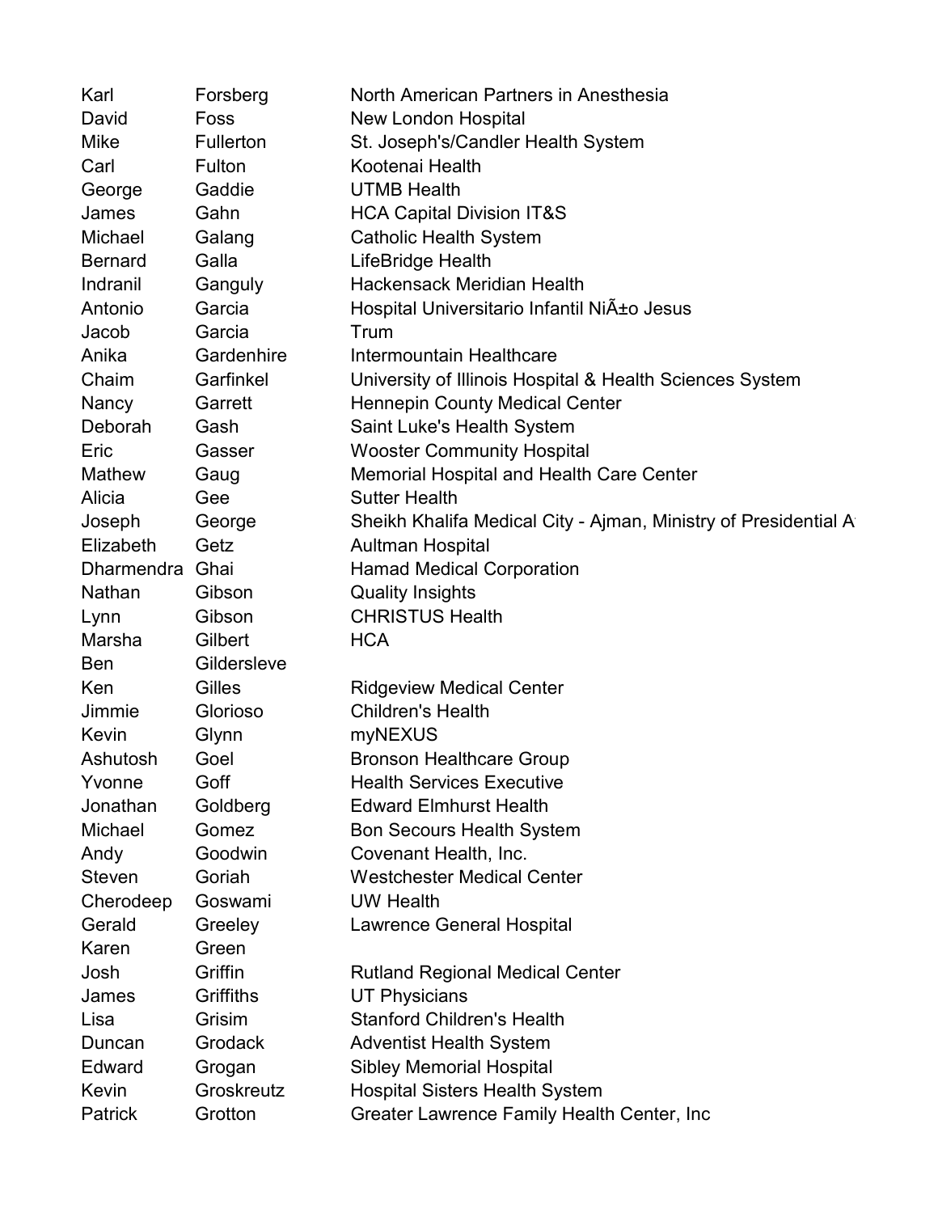| | | |
|---|---|---|
| Karl | Forsberg | North American Partners in Anesthesia |
| David | Foss | New London Hospital |
| Mike | Fullerton | St. Joseph's/Candler Health System |
| Carl | Fulton | Kootenai Health |
| George | Gaddie | UTMB Health |
| James | Gahn | HCA Capital Division IT&S |
| Michael | Galang | Catholic Health System |
| Bernard | Galla | LifeBridge Health |
| Indranil | Ganguly | Hackensack Meridian Health |
| Antonio | Garcia | Hospital Universitario Infantil NiÃ±o Jesus |
| Jacob | Garcia | Trum |
| Anika | Gardenhire | Intermountain Healthcare |
| Chaim | Garfinkel | University of Illinois Hospital & Health Sciences System |
| Nancy | Garrett | Hennepin County Medical Center |
| Deborah | Gash | Saint Luke's Health System |
| Eric | Gasser | Wooster Community Hospital |
| Mathew | Gaug | Memorial Hospital and Health Care Center |
| Alicia | Gee | Sutter Health |
| Joseph | George | Sheikh Khalifa Medical City - Ajman, Ministry of Presidential A |
| Elizabeth | Getz | Aultman Hospital |
| Dharmendra | Ghai | Hamad Medical Corporation |
| Nathan | Gibson | Quality Insights |
| Lynn | Gibson | CHRISTUS Health |
| Marsha | Gilbert | HCA |
| Ben | Gildersleve | |
| Ken | Gilles | Ridgeview Medical Center |
| Jimmie | Glorioso | Children's Health |
| Kevin | Glynn | myNEXUS |
| Ashutosh | Goel | Bronson Healthcare Group |
| Yvonne | Goff | Health Services Executive |
| Jonathan | Goldberg | Edward Elmhurst Health |
| Michael | Gomez | Bon Secours Health System |
| Andy | Goodwin | Covenant Health, Inc. |
| Steven | Goriah | Westchester Medical Center |
| Cherodeep | Goswami | UW Health |
| Gerald | Greeley | Lawrence General Hospital |
| Karen | Green | |
| Josh | Griffin | Rutland Regional Medical Center |
| James | Griffiths | UT Physicians |
| Lisa | Grisim | Stanford Children's Health |
| Duncan | Grodack | Adventist Health System |
| Edward | Grogan | Sibley Memorial Hospital |
| Kevin | Groskreutz | Hospital Sisters Health System |
| Patrick | Grotton | Greater Lawrence Family Health Center, Inc |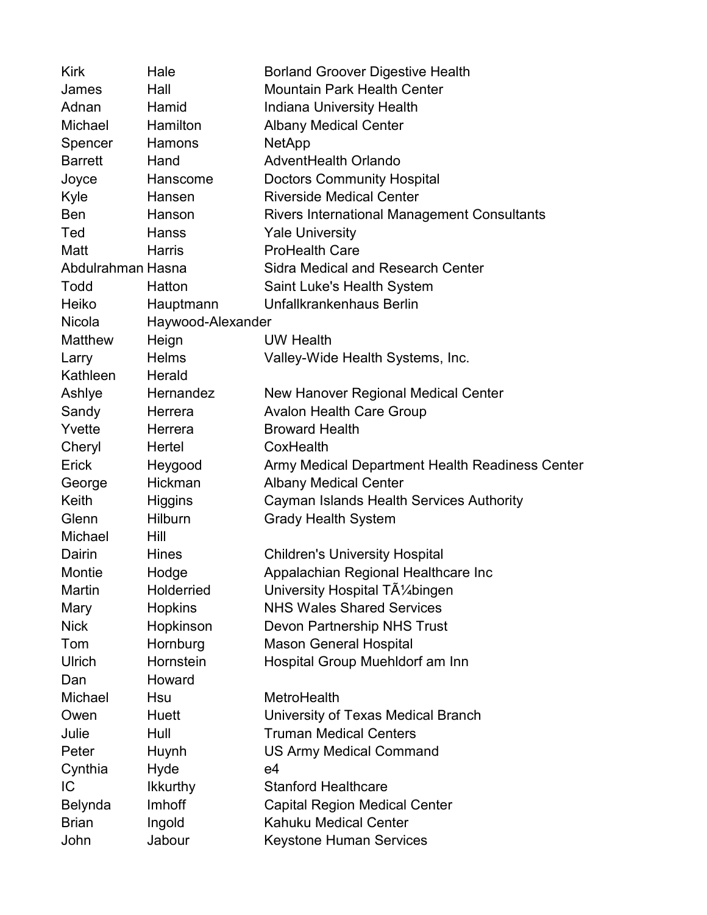| | | |
|---|---|---|
| Kirk | Hale | Borland Groover Digestive Health |
| James | Hall | Mountain Park Health Center |
| Adnan | Hamid | Indiana University Health |
| Michael | Hamilton | Albany Medical Center |
| Spencer | Hamons | NetApp |
| Barrett | Hand | AdventHealth Orlando |
| Joyce | Hanscome | Doctors Community Hospital |
| Kyle | Hansen | Riverside Medical Center |
| Ben | Hanson | Rivers International Management Consultants |
| Ted | Hanss | Yale University |
| Matt | Harris | ProHealth Care |
| Abdulrahman | Hasna | Sidra Medical and Research Center |
| Todd | Hatton | Saint Luke's Health System |
| Heiko | Hauptmann | Unfallkrankenhaus Berlin |
| Nicola | Haywood-Alexander | |
| Matthew | Heign | UW Health |
| Larry | Helms | Valley-Wide Health Systems, Inc. |
| Kathleen | Herald | |
| Ashlye | Hernandez | New Hanover Regional Medical Center |
| Sandy | Herrera | Avalon Health Care Group |
| Yvette | Herrera | Broward Health |
| Cheryl | Hertel | CoxHealth |
| Erick | Heygood | Army Medical Department Health Readiness Center |
| George | Hickman | Albany Medical Center |
| Keith | Higgins | Cayman Islands Health Services Authority |
| Glenn | Hilburn | Grady Health System |
| Michael | Hill | |
| Dairin | Hines | Children's University Hospital |
| Montie | Hodge | Appalachian Regional Healthcare Inc |
| Martin | Holderried | University Hospital TÃ¼bingen |
| Mary | Hopkins | NHS Wales Shared Services |
| Nick | Hopkinson | Devon Partnership NHS Trust |
| Tom | Hornburg | Mason General Hospital |
| Ulrich | Hornstein | Hospital Group Muehldorf am Inn |
| Dan | Howard | |
| Michael | Hsu | MetroHealth |
| Owen | Huett | University of Texas Medical Branch |
| Julie | Hull | Truman Medical Centers |
| Peter | Huynh | US Army Medical Command |
| Cynthia | Hyde | e4 |
| IC | Ikkurthy | Stanford Healthcare |
| Belynda | Imhoff | Capital Region Medical Center |
| Brian | Ingold | Kahuku Medical Center |
| John | Jabour | Keystone Human Services |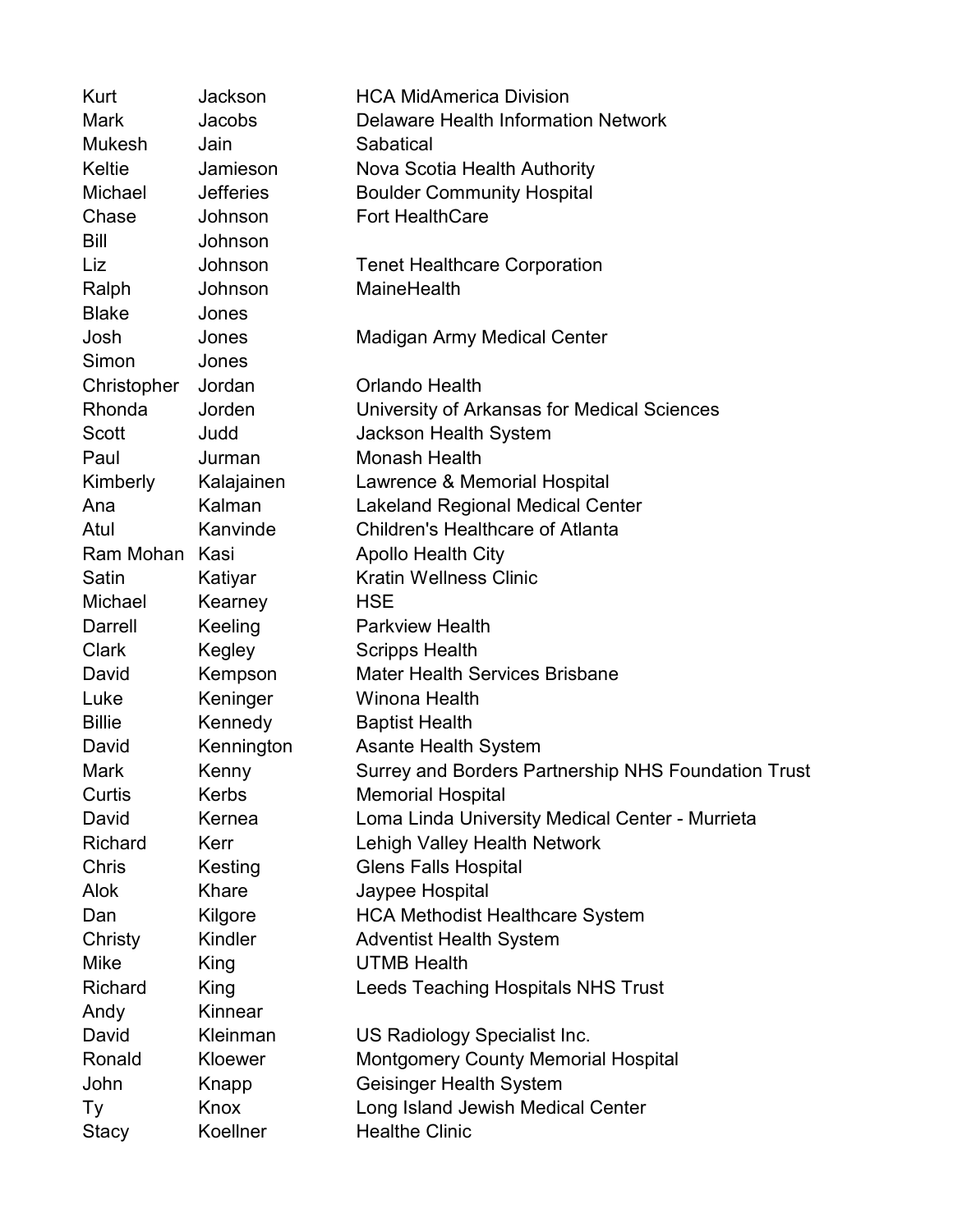| | | |
|---|---|---|
| Kurt | Jackson | HCA MidAmerica Division |
| Mark | Jacobs | Delaware Health Information Network |
| Mukesh | Jain | Sabatical |
| Keltie | Jamieson | Nova Scotia Health Authority |
| Michael | Jefferies | Boulder Community Hospital |
| Chase | Johnson | Fort HealthCare |
| Bill | Johnson | |
| Liz | Johnson | Tenet Healthcare Corporation |
| Ralph | Johnson | MaineHealth |
| Blake | Jones | |
| Josh | Jones | Madigan Army Medical Center |
| Simon | Jones | |
| Christopher | Jordan | Orlando Health |
| Rhonda | Jorden | University of Arkansas for Medical Sciences |
| Scott | Judd | Jackson Health System |
| Paul | Jurman | Monash Health |
| Kimberly | Kalajainen | Lawrence & Memorial Hospital |
| Ana | Kalman | Lakeland Regional Medical Center |
| Atul | Kanvinde | Children's Healthcare of Atlanta |
| Ram Mohan | Kasi | Apollo Health City |
| Satin | Katiyar | Kratin Wellness Clinic |
| Michael | Kearney | HSE |
| Darrell | Keeling | Parkview Health |
| Clark | Kegley | Scripps Health |
| David | Kempson | Mater Health Services Brisbane |
| Luke | Keninger | Winona Health |
| Billie | Kennedy | Baptist Health |
| David | Kennington | Asante Health System |
| Mark | Kenny | Surrey and Borders Partnership NHS Foundation Trust |
| Curtis | Kerbs | Memorial Hospital |
| David | Kernea | Loma Linda University Medical Center - Murrieta |
| Richard | Kerr | Lehigh Valley Health Network |
| Chris | Kesting | Glens Falls Hospital |
| Alok | Khare | Jaypee Hospital |
| Dan | Kilgore | HCA Methodist Healthcare System |
| Christy | Kindler | Adventist Health System |
| Mike | King | UTMB Health |
| Richard | King | Leeds Teaching Hospitals NHS Trust |
| Andy | Kinnear | |
| David | Kleinman | US Radiology Specialist Inc. |
| Ronald | Kloewer | Montgomery County Memorial Hospital |
| John | Knapp | Geisinger Health System |
| Ty | Knox | Long Island Jewish Medical Center |
| Stacy | Koellner | Healthe Clinic |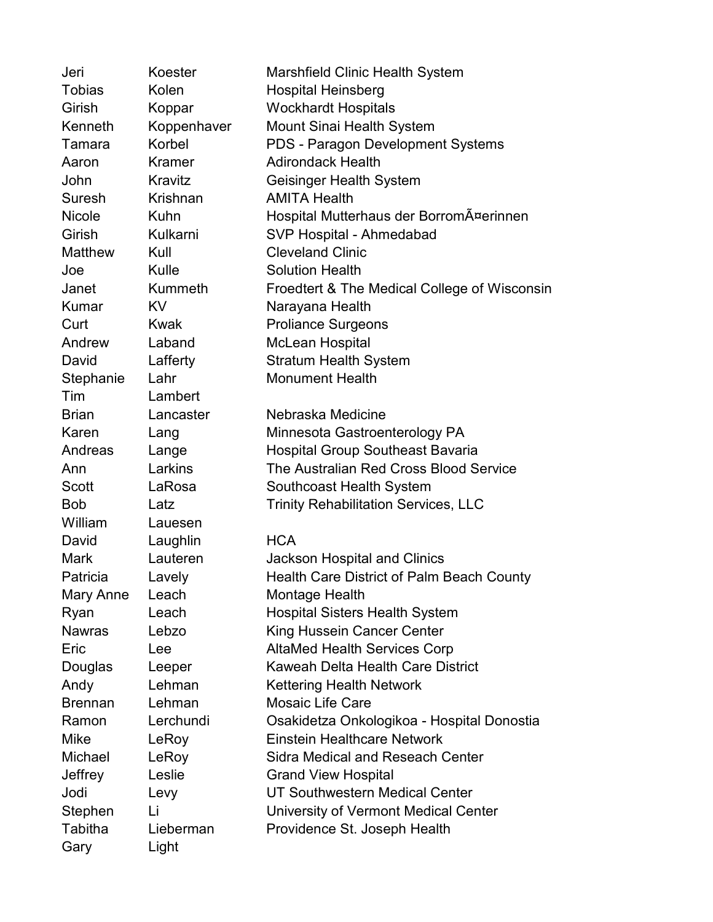| | | |
|---|---|---|
| Jeri | Koester | Marshfield Clinic Health System |
| Tobias | Kolen | Hospital Heinsberg |
| Girish | Koppar | Wockhardt Hospitals |
| Kenneth | Koppenhaver | Mount Sinai Health System |
| Tamara | Korbel | PDS - Paragon Development Systems |
| Aaron | Kramer | Adirondack Health |
| John | Kravitz | Geisinger Health System |
| Suresh | Krishnan | AMITA Health |
| Nicole | Kuhn | Hospital Mutterhaus der BorromÃ¤erinnen |
| Girish | Kulkarni | SVP Hospital - Ahmedabad |
| Matthew | Kull | Cleveland Clinic |
| Joe | Kulle | Solution Health |
| Janet | Kummeth | Froedtert & The Medical College of Wisconsin |
| Kumar | KV | Narayana Health |
| Curt | Kwak | Proliance Surgeons |
| Andrew | Laband | McLean Hospital |
| David | Lafferty | Stratum Health System |
| Stephanie | Lahr | Monument Health |
| Tim | Lambert | |
| Brian | Lancaster | Nebraska Medicine |
| Karen | Lang | Minnesota Gastroenterology PA |
| Andreas | Lange | Hospital Group Southeast Bavaria |
| Ann | Larkins | The Australian Red Cross Blood Service |
| Scott | LaRosa | Southcoast Health System |
| Bob | Latz | Trinity Rehabilitation Services, LLC |
| William | Lauesen | |
| David | Laughlin | HCA |
| Mark | Lauteren | Jackson Hospital and Clinics |
| Patricia | Lavely | Health Care District of Palm Beach County |
| Mary Anne | Leach | Montage Health |
| Ryan | Leach | Hospital Sisters Health System |
| Nawras | Lebzo | King Hussein Cancer Center |
| Eric | Lee | AltaMed Health Services Corp |
| Douglas | Leeper | Kaweah Delta Health Care District |
| Andy | Lehman | Kettering Health Network |
| Brennan | Lehman | Mosaic Life Care |
| Ramon | Lerchundi | Osakidetza Onkologikoa - Hospital Donostia |
| Mike | LeRoy | Einstein Healthcare Network |
| Michael | LeRoy | Sidra Medical and Reseach Center |
| Jeffrey | Leslie | Grand View Hospital |
| Jodi | Levy | UT Southwestern Medical Center |
| Stephen | Li | University of Vermont Medical Center |
| Tabitha | Lieberman | Providence St. Joseph Health |
| Gary | Light | |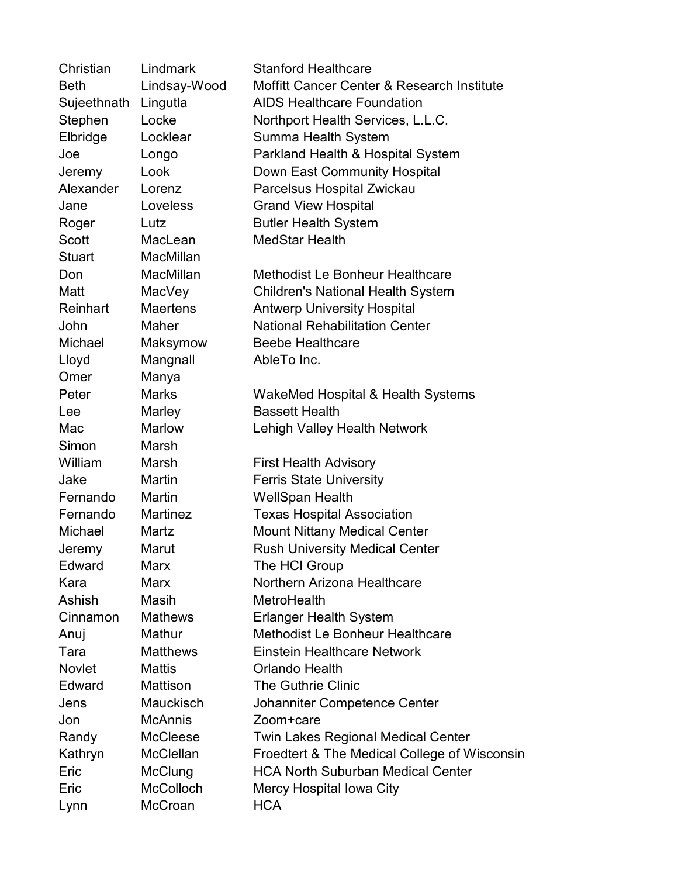| Christian | Lindmark | Stanford Healthcare |
|---|---|---|
| Beth | Lindsay-Wood | Moffitt Cancer Center & Research Institute |
| Sujeethnath | Lingutla | AIDS Healthcare Foundation |
| Stephen | Locke | Northport Health Services, L.L.C. |
| Elbridge | Locklear | Summa Health System |
| Joe | Longo | Parkland Health & Hospital System |
| Jeremy | Look | Down East Community Hospital |
| Alexander | Lorenz | Parcelsus Hospital Zwickau |
| Jane | Loveless | Grand View Hospital |
| Roger | Lutz | Butler Health System |
| Scott | MacLean | MedStar Health |
| Stuart | MacMillan | |
| Don | MacMillan | Methodist Le Bonheur Healthcare |
| Matt | MacVey | Children's National Health System |
| Reinhart | Maertens | Antwerp University Hospital |
| John | Maher | National Rehabilitation Center |
| Michael | Maksymow | Beebe Healthcare |
| Lloyd | Mangnall | AbleTo Inc. |
| Omer | Manya | |
| Peter | Marks | WakeMed Hospital & Health Systems |
| Lee | Marley | Bassett Health |
| Mac | Marlow | Lehigh Valley Health Network |
| Simon | Marsh | |
| William | Marsh | First Health Advisory |
| Jake | Martin | Ferris State University |
| Fernando | Martin | WellSpan Health |
| Fernando | Martinez | Texas Hospital Association |
| Michael | Martz | Mount Nittany Medical Center |
| Jeremy | Marut | Rush University Medical Center |
| Edward | Marx | The HCI Group |
| Kara | Marx | Northern Arizona Healthcare |
| Ashish | Masih | MetroHealth |
| Cinnamon | Mathews | Erlanger Health System |
| Anuj | Mathur | Methodist Le Bonheur Healthcare |
| Tara | Matthews | Einstein Healthcare Network |
| Novlet | Mattis | Orlando Health |
| Edward | Mattison | The Guthrie Clinic |
| Jens | Mauckisch | Johanniter Competence Center |
| Jon | McAnnis | Zoom+care |
| Randy | McCleese | Twin Lakes Regional Medical Center |
| Kathryn | McClellan | Froedtert & The Medical College of Wisconsin |
| Eric | McClung | HCA North Suburban Medical Center |
| Eric | McColloch | Mercy Hospital Iowa City |
| Lynn | McCroan | HCA |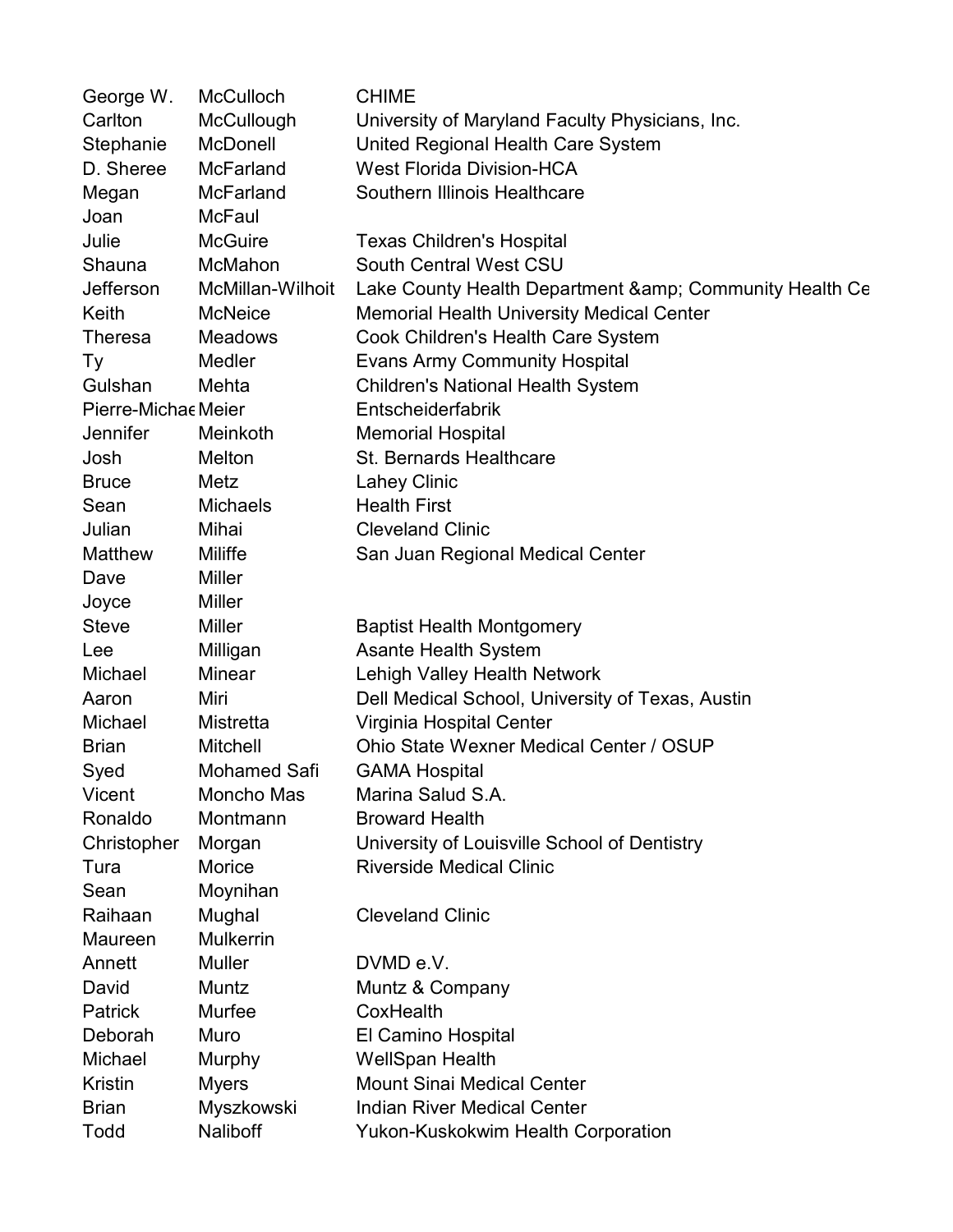| | | |
|---|---|---|
| George W. | McCulloch | CHIME |
| Carlton | McCullough | University of Maryland Faculty Physicians, Inc. |
| Stephanie | McDonell | United Regional Health Care System |
| D. Sheree | McFarland | West Florida Division-HCA |
| Megan | McFarland | Southern Illinois Healthcare |
| Joan | McFaul | |
| Julie | McGuire | Texas Children's Hospital |
| Shauna | McMahon | South Central West CSU |
| Jefferson | McMillan-Wilhoit | Lake County Health Department &amp; Community Health Ce |
| Keith | McNeice | Memorial Health University Medical Center |
| Theresa | Meadows | Cook Children's Health Care System |
| Ty | Medler | Evans Army Community Hospital |
| Gulshan | Mehta | Children's National Health System |
| Pierre-Michae | Meier | Entscheiderfabrik |
| Jennifer | Meinkoth | Memorial Hospital |
| Josh | Melton | St. Bernards Healthcare |
| Bruce | Metz | Lahey Clinic |
| Sean | Michaels | Health First |
| Julian | Mihai | Cleveland Clinic |
| Matthew | Miliffe | San Juan Regional Medical Center |
| Dave | Miller | |
| Joyce | Miller | |
| Steve | Miller | Baptist Health Montgomery |
| Lee | Milligan | Asante Health System |
| Michael | Minear | Lehigh Valley Health Network |
| Aaron | Miri | Dell Medical School, University of Texas, Austin |
| Michael | Mistretta | Virginia Hospital Center |
| Brian | Mitchell | Ohio State Wexner Medical Center / OSUP |
| Syed | Mohamed Safi | GAMA Hospital |
| Vicent | Moncho Mas | Marina Salud S.A. |
| Ronaldo | Montmann | Broward Health |
| Christopher | Morgan | University of Louisville School of Dentistry |
| Tura | Morice | Riverside Medical Clinic |
| Sean | Moynihan | |
| Raihaan | Mughal | Cleveland Clinic |
| Maureen | Mulkerrin | |
| Annett | Muller | DVMD e.V. |
| David | Muntz | Muntz & Company |
| Patrick | Murfee | CoxHealth |
| Deborah | Muro | El Camino Hospital |
| Michael | Murphy | WellSpan Health |
| Kristin | Myers | Mount Sinai Medical Center |
| Brian | Myszkowski | Indian River Medical Center |
| Todd | Naliboff | Yukon-Kuskokwim Health Corporation |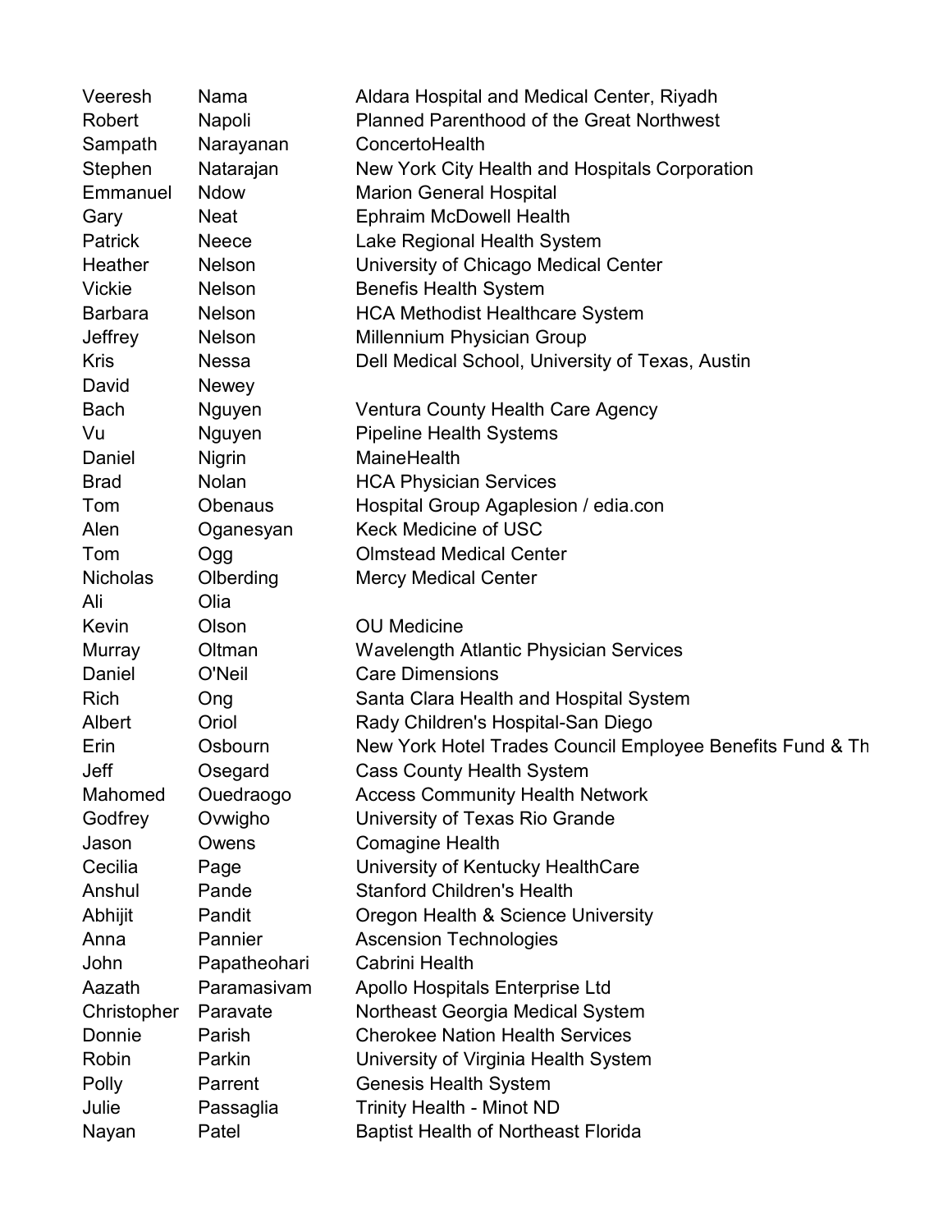| | | |
|---|---|---|
| Veeresh | Nama | Aldara Hospital and Medical Center, Riyadh |
| Robert | Napoli | Planned Parenthood of the Great Northwest |
| Sampath | Narayanan | ConcertoHealth |
| Stephen | Natarajan | New York City Health and Hospitals Corporation |
| Emmanuel | Ndow | Marion General Hospital |
| Gary | Neat | Ephraim McDowell Health |
| Patrick | Neece | Lake Regional Health System |
| Heather | Nelson | University of Chicago Medical Center |
| Vickie | Nelson | Benefis Health System |
| Barbara | Nelson | HCA Methodist Healthcare System |
| Jeffrey | Nelson | Millennium Physician Group |
| Kris | Nessa | Dell Medical School, University of Texas, Austin |
| David | Newey | |
| Bach | Nguyen | Ventura County Health Care Agency |
| Vu | Nguyen | Pipeline Health Systems |
| Daniel | Nigrin | MaineHealth |
| Brad | Nolan | HCA Physician Services |
| Tom | Obenaus | Hospital Group Agaplesion / edia.con |
| Alen | Oganesyan | Keck Medicine of USC |
| Tom | Ogg | Olmstead Medical Center |
| Nicholas | Olberding | Mercy Medical Center |
| Ali | Olia | |
| Kevin | Olson | OU Medicine |
| Murray | Oltman | Wavelength Atlantic Physician Services |
| Daniel | O'Neil | Care Dimensions |
| Rich | Ong | Santa Clara Health and Hospital System |
| Albert | Oriol | Rady Children's Hospital-San Diego |
| Erin | Osbourn | New York Hotel Trades Council Employee Benefits Fund & Th |
| Jeff | Osegard | Cass County Health System |
| Mahomed | Ouedraogo | Access Community Health Network |
| Godfrey | Ovwigho | University of Texas Rio Grande |
| Jason | Owens | Comagine Health |
| Cecilia | Page | University of Kentucky HealthCare |
| Anshul | Pande | Stanford Children's Health |
| Abhijit | Pandit | Oregon Health & Science University |
| Anna | Pannier | Ascension Technologies |
| John | Papatheohari | Cabrini Health |
| Aazath | Paramasivam | Apollo Hospitals Enterprise Ltd |
| Christopher | Paravate | Northeast Georgia Medical System |
| Donnie | Parish | Cherokee Nation Health Services |
| Robin | Parkin | University of Virginia Health System |
| Polly | Parrent | Genesis Health System |
| Julie | Passaglia | Trinity Health - Minot ND |
| Nayan | Patel | Baptist Health of Northeast Florida |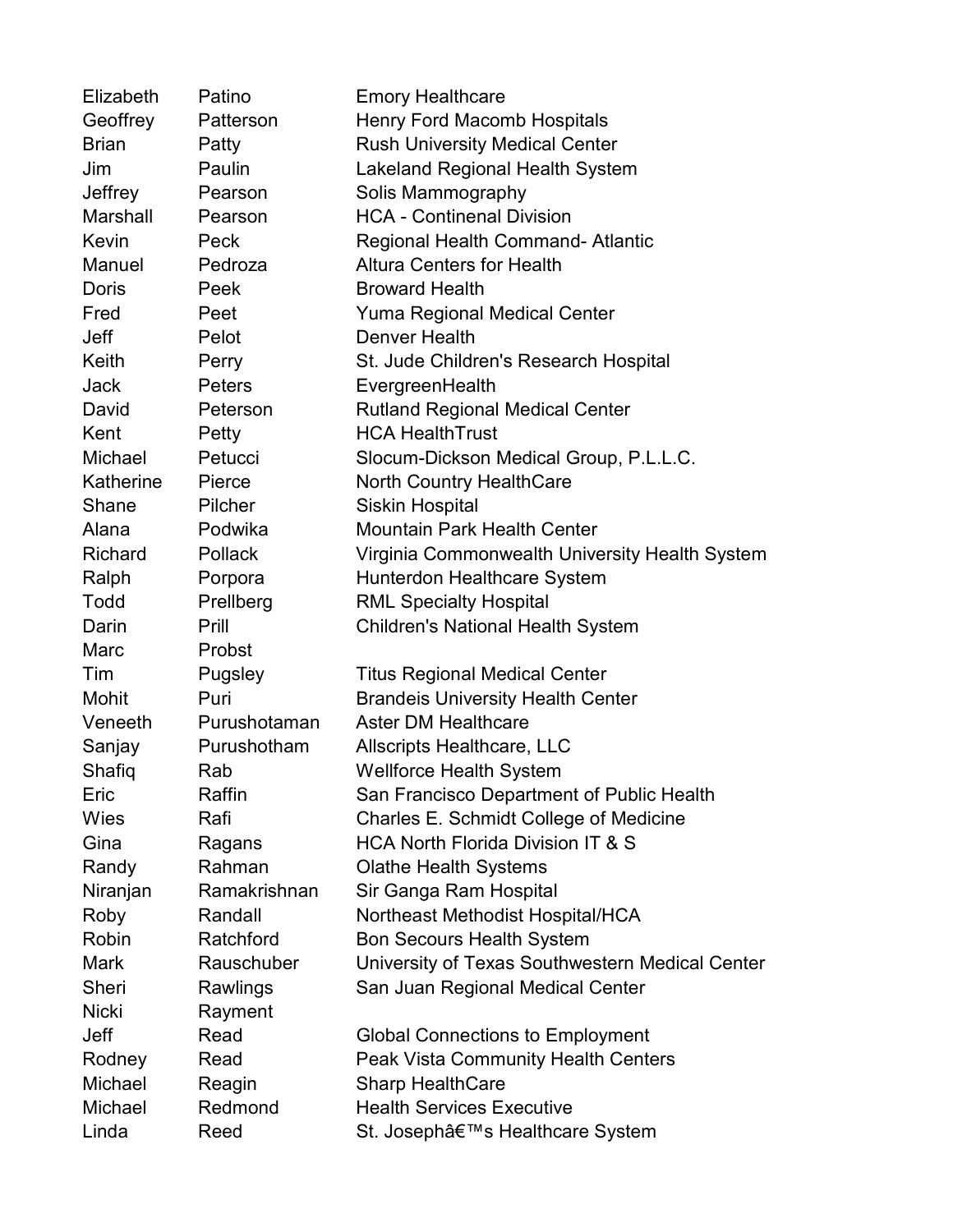| | | |
|---|---|---|
| Elizabeth | Patino | Emory Healthcare |
| Geoffrey | Patterson | Henry Ford Macomb Hospitals |
| Brian | Patty | Rush University Medical Center |
| Jim | Paulin | Lakeland Regional Health System |
| Jeffrey | Pearson | Solis Mammography |
| Marshall | Pearson | HCA - Continenal Division |
| Kevin | Peck | Regional Health Command- Atlantic |
| Manuel | Pedroza | Altura Centers for Health |
| Doris | Peek | Broward Health |
| Fred | Peet | Yuma Regional Medical Center |
| Jeff | Pelot | Denver Health |
| Keith | Perry | St. Jude Children's Research Hospital |
| Jack | Peters | EvergreenHealth |
| David | Peterson | Rutland Regional Medical Center |
| Kent | Petty | HCA HealthTrust |
| Michael | Petucci | Slocum-Dickson Medical Group, P.L.L.C. |
| Katherine | Pierce | North Country HealthCare |
| Shane | Pilcher | Siskin Hospital |
| Alana | Podwika | Mountain Park Health Center |
| Richard | Pollack | Virginia Commonwealth University Health System |
| Ralph | Porpora | Hunterdon Healthcare System |
| Todd | Prellberg | RML Specialty Hospital |
| Darin | Prill | Children's National Health System |
| Marc | Probst | |
| Tim | Pugsley | Titus Regional Medical Center |
| Mohit | Puri | Brandeis University Health Center |
| Veneeth | Purushotaman | Aster DM Healthcare |
| Sanjay | Purushotham | Allscripts Healthcare, LLC |
| Shafiq | Rab | Wellforce Health System |
| Eric | Raffin | San Francisco Department of Public Health |
| Wies | Rafi | Charles E. Schmidt College of Medicine |
| Gina | Ragans | HCA North Florida Division IT & S |
| Randy | Rahman | Olathe Health Systems |
| Niranjan | Ramakrishnan | Sir Ganga Ram Hospital |
| Roby | Randall | Northeast Methodist Hospital/HCA |
| Robin | Ratchford | Bon Secours Health System |
| Mark | Rauschuber | University of Texas Southwestern Medical Center |
| Sheri | Rawlings | San Juan Regional Medical Center |
| Nicki | Rayment | |
| Jeff | Read | Global Connections to Employment |
| Rodney | Read | Peak Vista Community Health Centers |
| Michael | Reagin | Sharp HealthCare |
| Michael | Redmond | Health Services Executive |
| Linda | Reed | St. Josephâ€™s Healthcare System |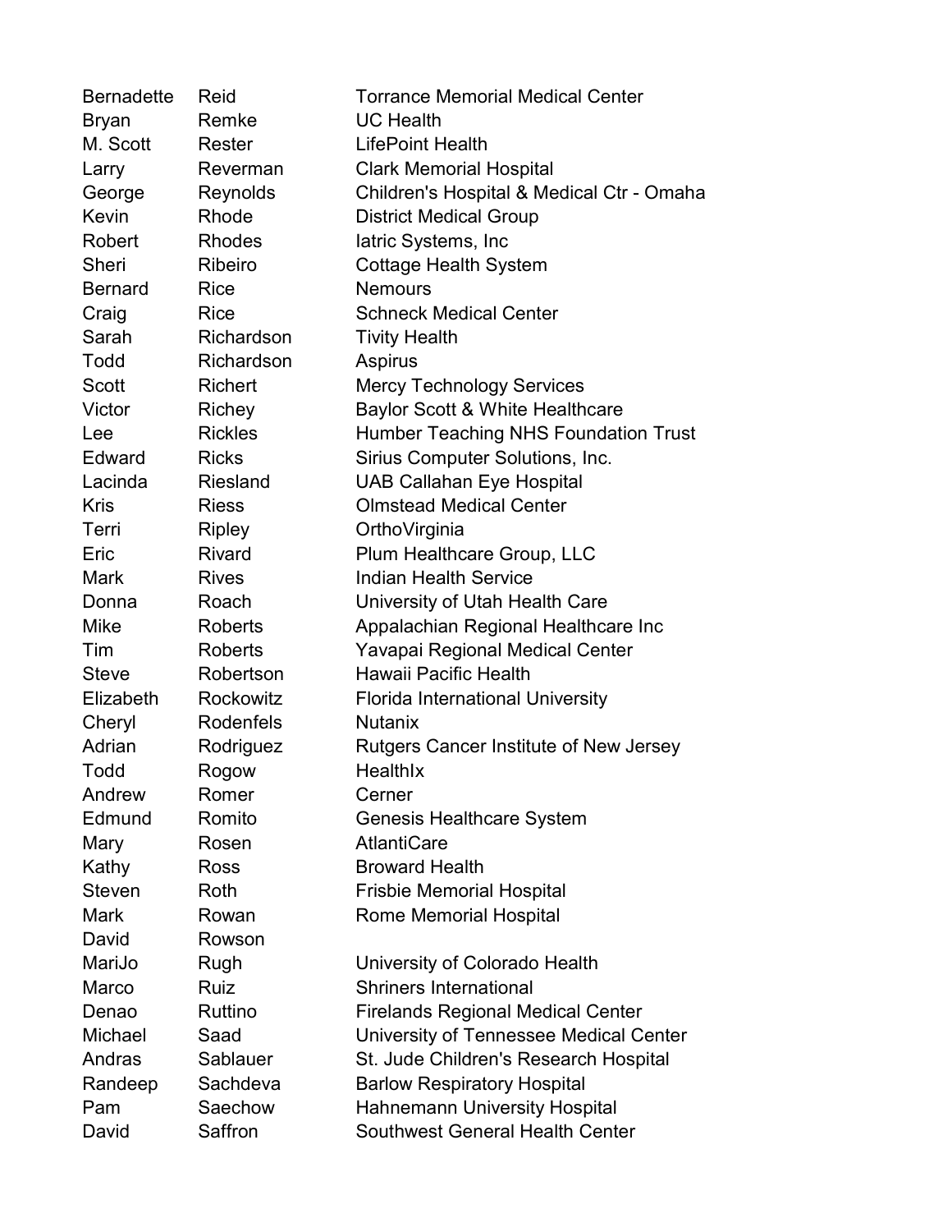| | | |
|---|---|---|
| Bernadette | Reid | Torrance Memorial Medical Center |
| Bryan | Remke | UC Health |
| M. Scott | Rester | LifePoint Health |
| Larry | Reverman | Clark Memorial Hospital |
| George | Reynolds | Children's Hospital & Medical Ctr - Omaha |
| Kevin | Rhode | District Medical Group |
| Robert | Rhodes | Iatric Systems, Inc |
| Sheri | Ribeiro | Cottage Health System |
| Bernard | Rice | Nemours |
| Craig | Rice | Schneck Medical Center |
| Sarah | Richardson | Tivity Health |
| Todd | Richardson | Aspirus |
| Scott | Richert | Mercy Technology Services |
| Victor | Richey | Baylor Scott & White Healthcare |
| Lee | Rickles | Humber Teaching NHS Foundation Trust |
| Edward | Ricks | Sirius Computer Solutions, Inc. |
| Lacinda | Riesland | UAB Callahan Eye Hospital |
| Kris | Riess | Olmstead Medical Center |
| Terri | Ripley | OrthoVirginia |
| Eric | Rivard | Plum Healthcare Group, LLC |
| Mark | Rives | Indian Health Service |
| Donna | Roach | University of Utah Health Care |
| Mike | Roberts | Appalachian Regional Healthcare Inc |
| Tim | Roberts | Yavapai Regional Medical Center |
| Steve | Robertson | Hawaii Pacific Health |
| Elizabeth | Rockowitz | Florida International University |
| Cheryl | Rodenfels | Nutanix |
| Adrian | Rodriguez | Rutgers Cancer Institute of New Jersey |
| Todd | Rogow | HealthIx |
| Andrew | Romer | Cerner |
| Edmund | Romito | Genesis Healthcare System |
| Mary | Rosen | AtlantiCare |
| Kathy | Ross | Broward Health |
| Steven | Roth | Frisbie Memorial Hospital |
| Mark | Rowan | Rome Memorial Hospital |
| David | Rowson | |
| MariJo | Rugh | University of Colorado Health |
| Marco | Ruiz | Shriners International |
| Denao | Ruttino | Firelands Regional Medical Center |
| Michael | Saad | University of Tennessee Medical Center |
| Andras | Sablauer | St. Jude Children's Research Hospital |
| Randeep | Sachdeva | Barlow Respiratory Hospital |
| Pam | Saechow | Hahnemann University Hospital |
| David | Saffron | Southwest General Health Center |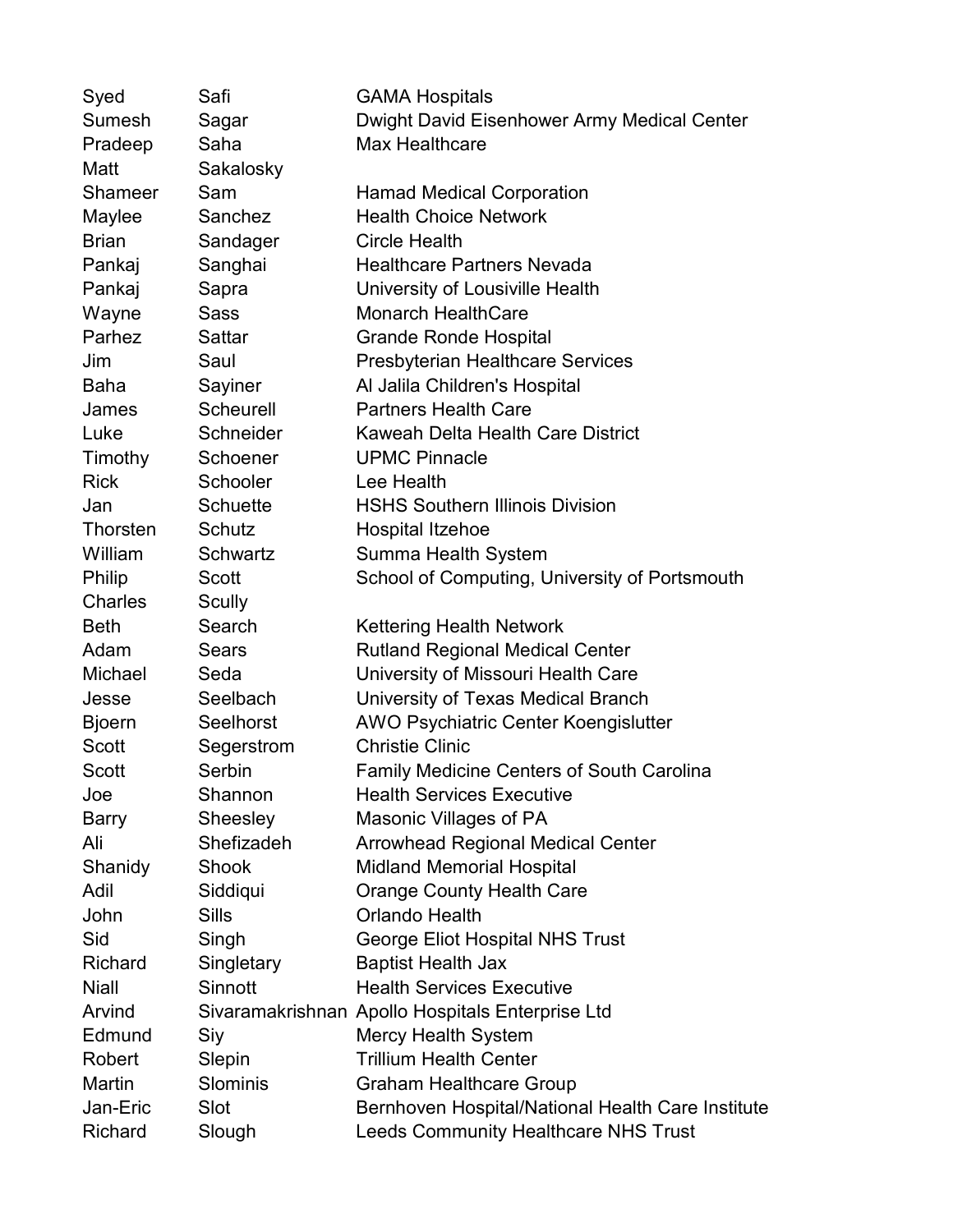| | | |
|---|---|---|
| Syed | Safi | GAMA Hospitals |
| Sumesh | Sagar | Dwight David Eisenhower Army Medical Center |
| Pradeep | Saha | Max Healthcare |
| Matt | Sakalosky | |
| Shameer | Sam | Hamad Medical Corporation |
| Maylee | Sanchez | Health Choice Network |
| Brian | Sandager | Circle Health |
| Pankaj | Sanghai | Healthcare Partners Nevada |
| Pankaj | Sapra | University of Lousiville Health |
| Wayne | Sass | Monarch HealthCare |
| Parhez | Sattar | Grande Ronde Hospital |
| Jim | Saul | Presbyterian Healthcare Services |
| Baha | Sayiner | Al Jalila Children's Hospital |
| James | Scheurell | Partners Health Care |
| Luke | Schneider | Kaweah Delta Health Care District |
| Timothy | Schoener | UPMC Pinnacle |
| Rick | Schooler | Lee Health |
| Jan | Schuette | HSHS Southern Illinois Division |
| Thorsten | Schutz | Hospital Itzehoe |
| William | Schwartz | Summa Health System |
| Philip | Scott | School of Computing, University of Portsmouth |
| Charles | Scully | |
| Beth | Search | Kettering Health Network |
| Adam | Sears | Rutland Regional Medical Center |
| Michael | Seda | University of Missouri Health Care |
| Jesse | Seelbach | University of Texas Medical Branch |
| Bjoern | Seelhorst | AWO Psychiatric Center Koengislutter |
| Scott | Segerstrom | Christie Clinic |
| Scott | Serbin | Family Medicine Centers of South Carolina |
| Joe | Shannon | Health Services Executive |
| Barry | Sheesley | Masonic Villages of PA |
| Ali | Shefizadeh | Arrowhead Regional Medical Center |
| Shanidy | Shook | Midland Memorial Hospital |
| Adil | Siddiqui | Orange County Health Care |
| John | Sills | Orlando Health |
| Sid | Singh | George Eliot Hospital NHS Trust |
| Richard | Singletary | Baptist Health Jax |
| Niall | Sinnott | Health Services Executive |
| Arvind | Sivaramakrishnan | Apollo Hospitals Enterprise Ltd |
| Edmund | Siy | Mercy Health System |
| Robert | Slepin | Trillium Health Center |
| Martin | Slominis | Graham Healthcare Group |
| Jan-Eric | Slot | Bernhoven Hospital/National Health Care Institute |
| Richard | Slough | Leeds Community Healthcare NHS Trust |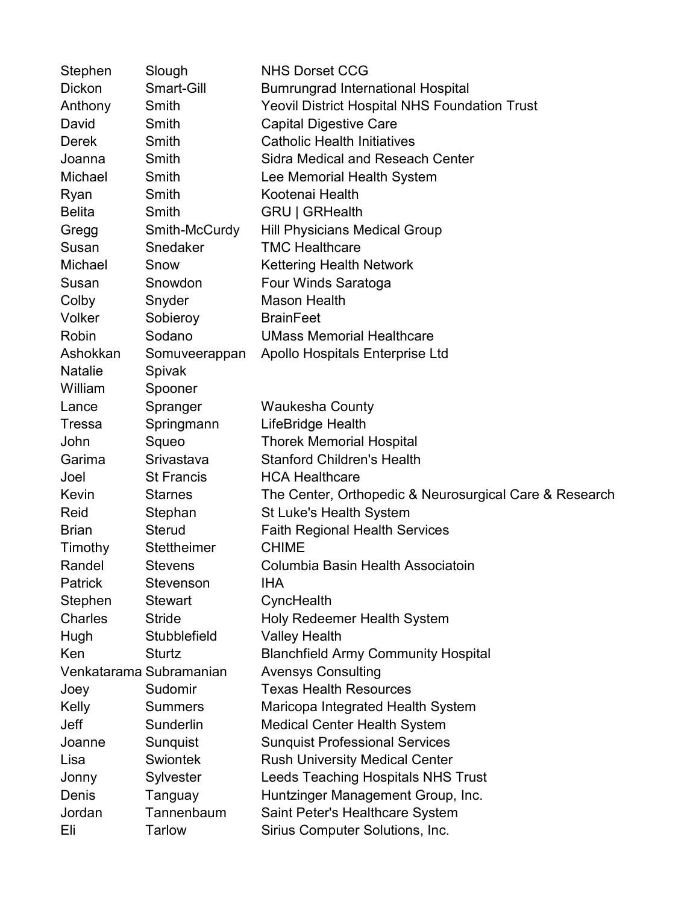| | | |
|---|---|---|
| Stephen | Slough | NHS Dorset CCG |
| Dickon | Smart-Gill | Bumrungrad International Hospital |
| Anthony | Smith | Yeovil District Hospital NHS Foundation Trust |
| David | Smith | Capital Digestive Care |
| Derek | Smith | Catholic Health Initiatives |
| Joanna | Smith | Sidra Medical and Reseach Center |
| Michael | Smith | Lee Memorial Health System |
| Ryan | Smith | Kootenai Health |
| Belita | Smith | GRU \| GRHealth |
| Gregg | Smith-McCurdy | Hill Physicians Medical Group |
| Susan | Snedaker | TMC Healthcare |
| Michael | Snow | Kettering Health Network |
| Susan | Snowdon | Four Winds Saratoga |
| Colby | Snyder | Mason Health |
| Volker | Sobieroy | BrainFeet |
| Robin | Sodano | UMass Memorial Healthcare |
| Ashokkan | Somuveerappan | Apollo Hospitals Enterprise Ltd |
| Natalie | Spivak | |
| William | Spooner | |
| Lance | Spranger | Waukesha County |
| Tressa | Springmann | LifeBridge Health |
| John | Squeo | Thorek Memorial Hospital |
| Garima | Srivastava | Stanford Children's Health |
| Joel | St Francis | HCA Healthcare |
| Kevin | Starnes | The Center, Orthopedic & Neurosurgical Care & Research |
| Reid | Stephan | St Luke's Health System |
| Brian | Sterud | Faith Regional Health Services |
| Timothy | Stettheimer | CHIME |
| Randel | Stevens | Columbia Basin Health Associatoin |
| Patrick | Stevenson | IHA |
| Stephen | Stewart | CyncHealth |
| Charles | Stride | Holy Redeemer Health System |
| Hugh | Stubblefield | Valley Health |
| Ken | Sturtz | Blanchfield Army Community Hospital |
| Venkatarama | Subramanian | Avensys Consulting |
| Joey | Sudomir | Texas Health Resources |
| Kelly | Summers | Maricopa Integrated Health System |
| Jeff | Sunderlin | Medical Center Health System |
| Joanne | Sunquist | Sunquist Professional Services |
| Lisa | Swiontek | Rush University Medical Center |
| Jonny | Sylvester | Leeds Teaching Hospitals NHS Trust |
| Denis | Tanguay | Huntzinger Management Group, Inc. |
| Jordan | Tannenbaum | Saint Peter's Healthcare System |
| Eli | Tarlow | Sirius Computer Solutions, Inc. |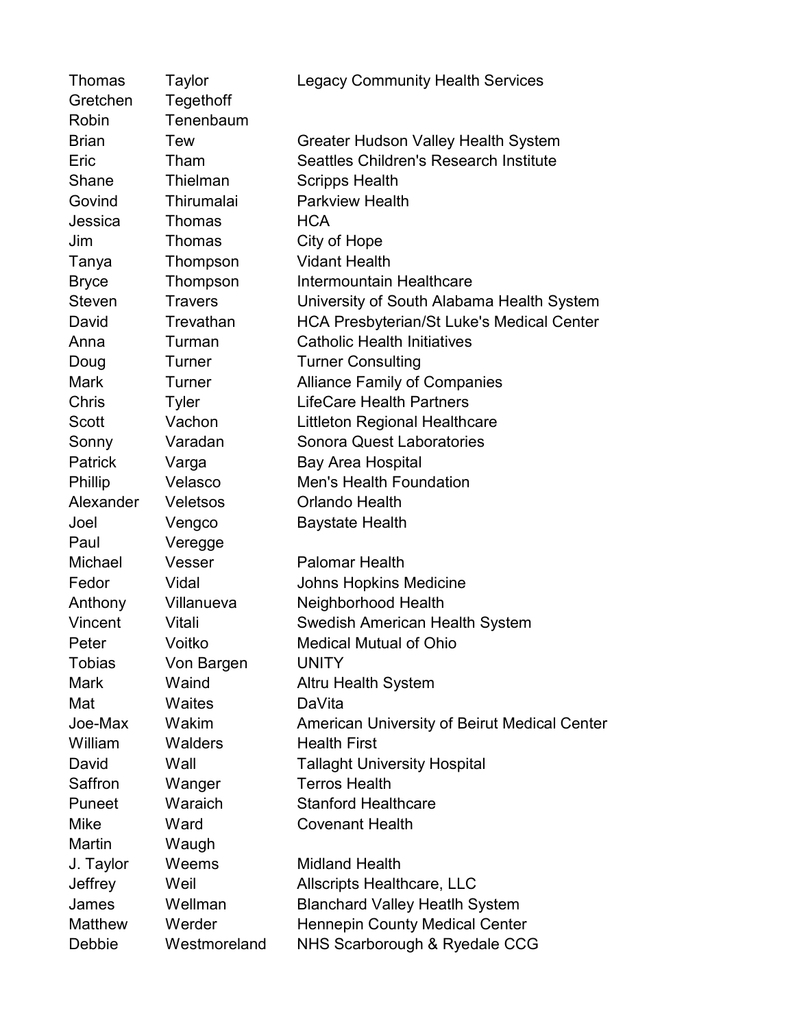| | | |
|---|---|---|
| Thomas | Taylor | Legacy Community Health Services |
| Gretchen | Tegethoff | |
| Robin | Tenenbaum | |
| Brian | Tew | Greater Hudson Valley Health System |
| Eric | Tham | Seattles Children's Research Institute |
| Shane | Thielman | Scripps Health |
| Govind | Thirumalai | Parkview Health |
| Jessica | Thomas | HCA |
| Jim | Thomas | City of Hope |
| Tanya | Thompson | Vidant Health |
| Bryce | Thompson | Intermountain Healthcare |
| Steven | Travers | University of South Alabama Health System |
| David | Trevathan | HCA Presbyterian/St Luke's Medical Center |
| Anna | Turman | Catholic Health Initiatives |
| Doug | Turner | Turner Consulting |
| Mark | Turner | Alliance Family of Companies |
| Chris | Tyler | LifeCare Health Partners |
| Scott | Vachon | Littleton Regional Healthcare |
| Sonny | Varadan | Sonora Quest Laboratories |
| Patrick | Varga | Bay Area Hospital |
| Phillip | Velasco | Men's Health Foundation |
| Alexander | Veletsos | Orlando Health |
| Joel | Vengco | Baystate Health |
| Paul | Veregge | |
| Michael | Vesser | Palomar Health |
| Fedor | Vidal | Johns Hopkins Medicine |
| Anthony | Villanueva | Neighborhood Health |
| Vincent | Vitali | Swedish American Health System |
| Peter | Voitko | Medical Mutual of Ohio |
| Tobias | Von Bargen | UNITY |
| Mark | Waind | Altru Health System |
| Mat | Waites | DaVita |
| Joe-Max | Wakim | American University of Beirut Medical Center |
| William | Walders | Health First |
| David | Wall | Tallaght University Hospital |
| Saffron | Wanger | Terros Health |
| Puneet | Waraich | Stanford Healthcare |
| Mike | Ward | Covenant Health |
| Martin | Waugh | |
| J. Taylor | Weems | Midland Health |
| Jeffrey | Weil | Allscripts Healthcare, LLC |
| James | Wellman | Blanchard Valley Heatlh System |
| Matthew | Werder | Hennepin County Medical Center |
| Debbie | Westmoreland | NHS Scarborough & Ryedale CCG |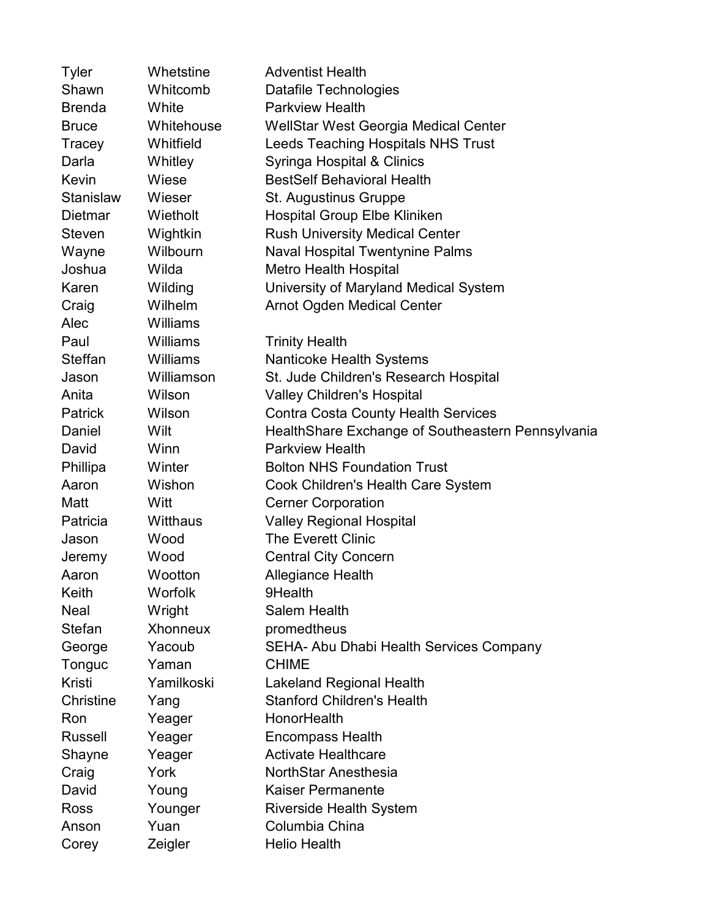| | | |
|---|---|---|
| Tyler | Whetstine | Adventist Health |
| Shawn | Whitcomb | Datafile Technologies |
| Brenda | White | Parkview Health |
| Bruce | Whitehouse | WellStar West Georgia Medical Center |
| Tracey | Whitfield | Leeds Teaching Hospitals NHS Trust |
| Darla | Whitley | Syringa Hospital & Clinics |
| Kevin | Wiese | BestSelf Behavioral Health |
| Stanislaw | Wieser | St. Augustinus Gruppe |
| Dietmar | Wietholt | Hospital Group Elbe Kliniken |
| Steven | Wightkin | Rush University Medical Center |
| Wayne | Wilbourn | Naval Hospital Twentynine Palms |
| Joshua | Wilda | Metro Health Hospital |
| Karen | Wilding | University of Maryland Medical System |
| Craig | Wilhelm | Arnot Ogden Medical Center |
| Alec | Williams | |
| Paul | Williams | Trinity Health |
| Steffan | Williams | Nanticoke Health Systems |
| Jason | Williamson | St. Jude Children's Research Hospital |
| Anita | Wilson | Valley Children's Hospital |
| Patrick | Wilson | Contra Costa County Health Services |
| Daniel | Wilt | HealthShare Exchange of Southeastern Pennsylvania |
| David | Winn | Parkview Health |
| Phillipa | Winter | Bolton NHS Foundation Trust |
| Aaron | Wishon | Cook Children's Health Care System |
| Matt | Witt | Cerner Corporation |
| Patricia | Witthaus | Valley Regional Hospital |
| Jason | Wood | The Everett Clinic |
| Jeremy | Wood | Central City Concern |
| Aaron | Wootton | Allegiance Health |
| Keith | Worfolk | 9Health |
| Neal | Wright | Salem Health |
| Stefan | Xhonneux | promedtheus |
| George | Yacoub | SEHA- Abu Dhabi Health Services Company |
| Tonguc | Yaman | CHIME |
| Kristi | Yamilkoski | Lakeland Regional Health |
| Christine | Yang | Stanford Children's Health |
| Ron | Yeager | HonorHealth |
| Russell | Yeager | Encompass Health |
| Shayne | Yeager | Activate Healthcare |
| Craig | York | NorthStar Anesthesia |
| David | Young | Kaiser Permanente |
| Ross | Younger | Riverside Health System |
| Anson | Yuan | Columbia China |
| Corey | Zeigler | Helio Health |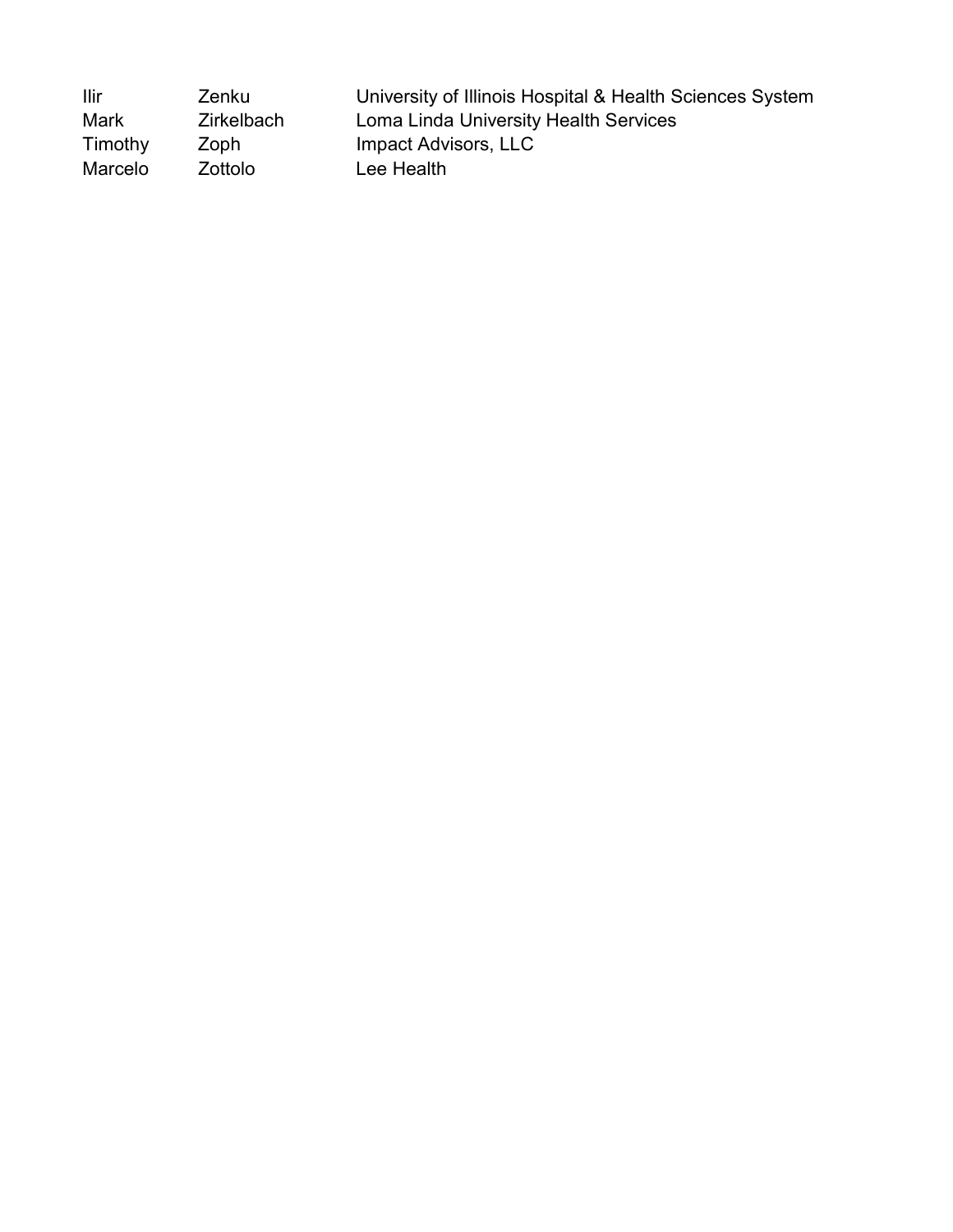| | | |
|---|---|---|
| Ilir | Zenku | University of Illinois Hospital & Health Sciences System |
| Mark | Zirkelbach | Loma Linda University Health Services |
| Timothy | Zoph | Impact Advisors, LLC |
| Marcelo | Zottolo | Lee Health |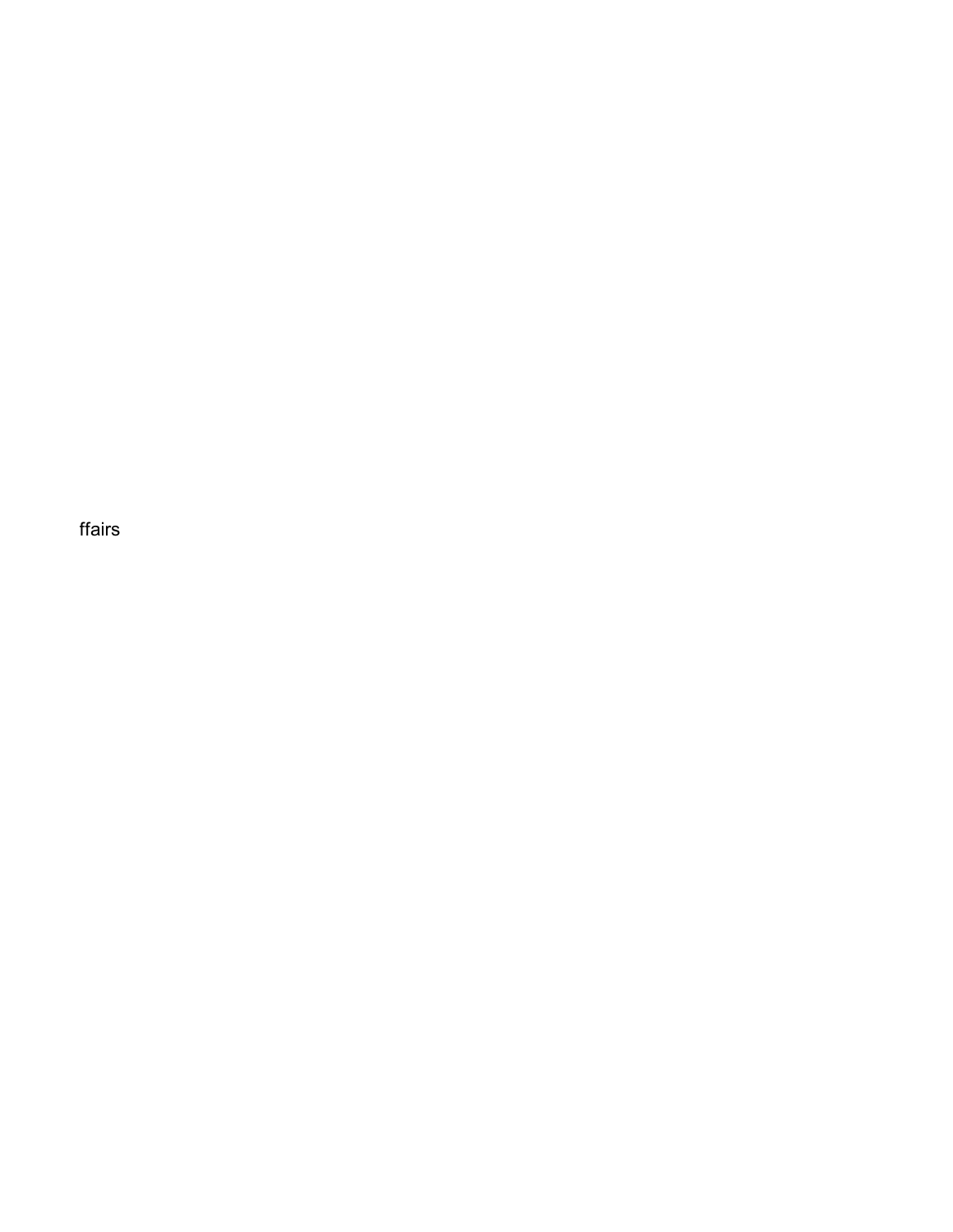ffairs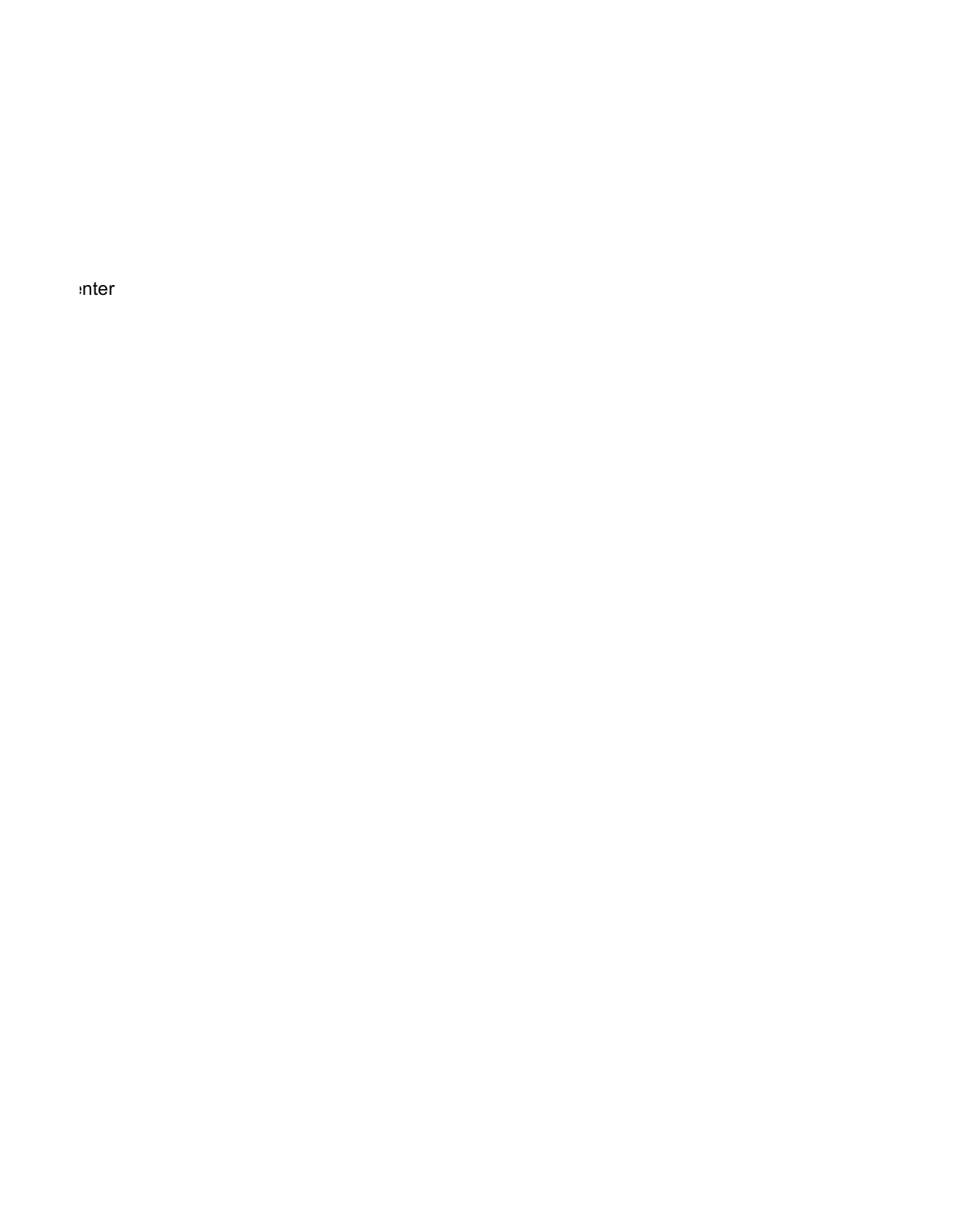enter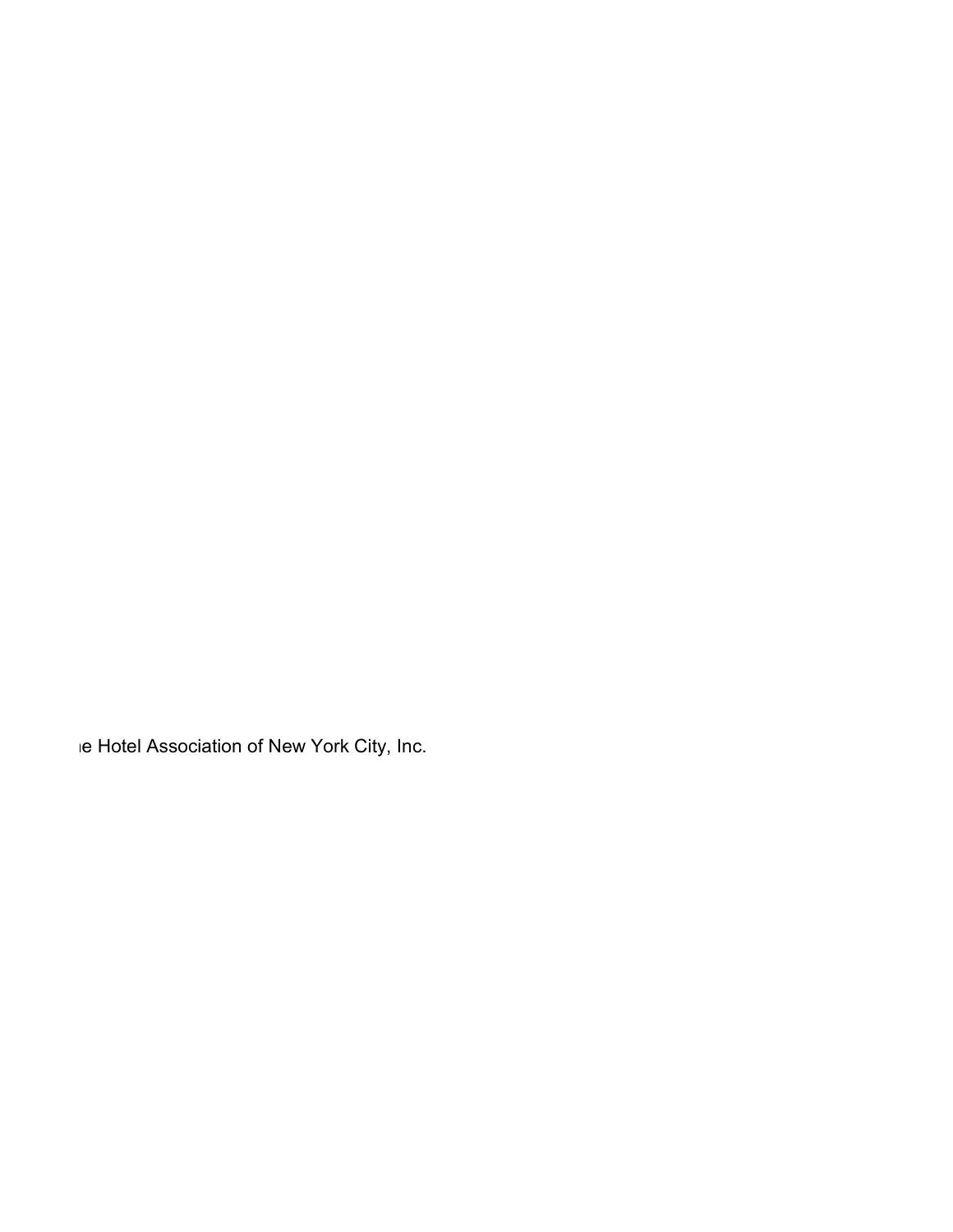ıe Hotel Association of New York City, Inc.